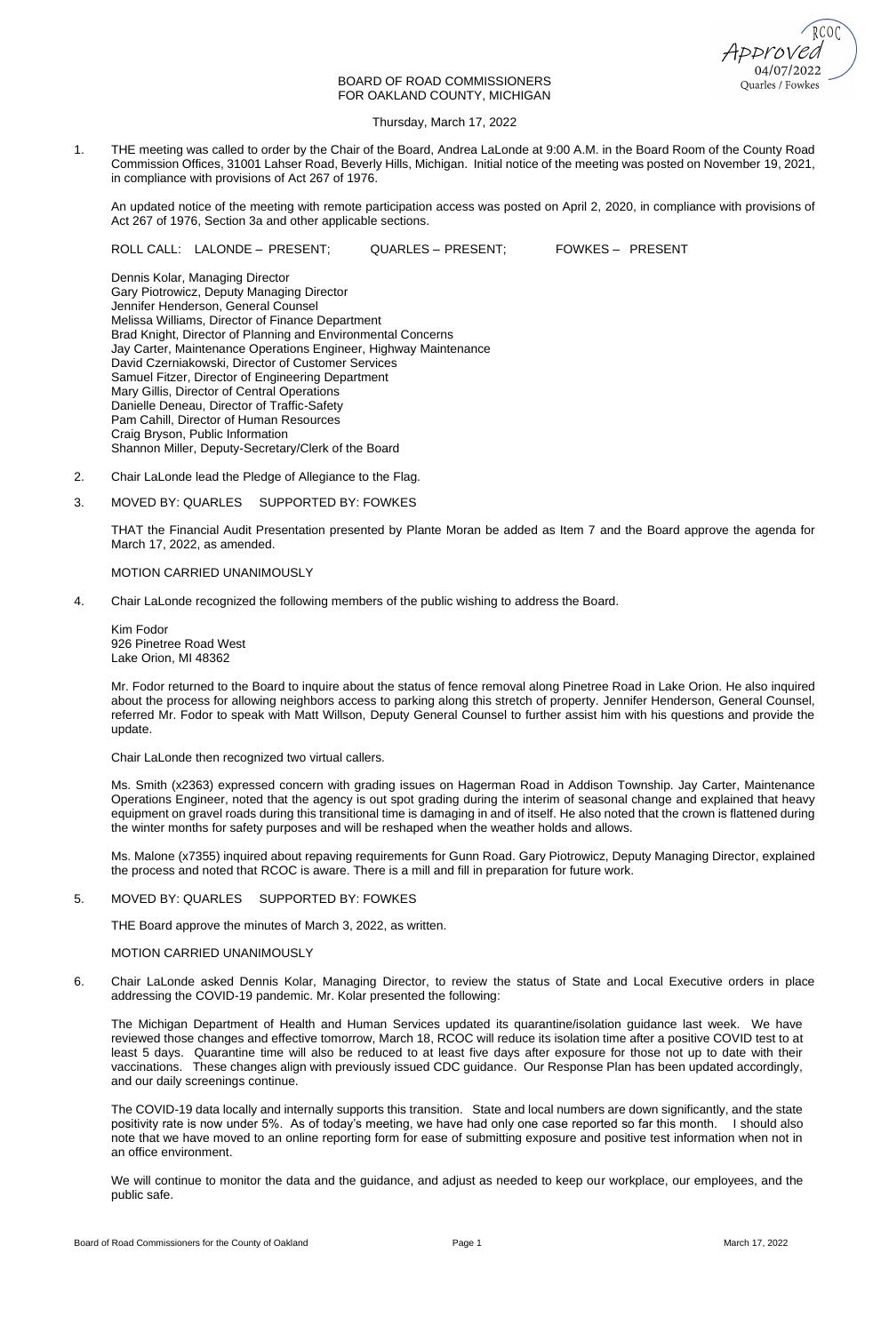RCOC
Approved
04/07/2022
Quarles / Fowkes

BOARD OF ROAD COMMISSIONERS
FOR OAKLAND COUNTY, MICHIGAN

Thursday, March 17, 2022

1. THE meeting was called to order by the Chair of the Board, Andrea LaLonde at 9:00 A.M. in the Board Room of the County Road Commission Offices, 31001 Lahser Road, Beverly Hills, Michigan. Initial notice of the meeting was posted on November 19, 2021, in compliance with provisions of Act 267 of 1976.

   An updated notice of the meeting with remote participation access was posted on April 2, 2020, in compliance with provisions of Act 267 of 1976, Section 3a and other applicable sections.

   ROLL CALL: LALONDE – PRESENT; QUARLES – PRESENT; FOWKES – PRESENT

   Dennis Kolar, Managing Director
   Gary Piotrowicz, Deputy Managing Director
   Jennifer Henderson, General Counsel
   Melissa Williams, Director of Finance Department
   Brad Knight, Director of Planning and Environmental Concerns
   Jay Carter, Maintenance Operations Engineer, Highway Maintenance
   David Czerniakowski, Director of Customer Services
   Samuel Fitzer, Director of Engineering Department
   Mary Gillis, Director of Central Operations
   Danielle Deneau, Director of Traffic-Safety
   Pam Cahill, Director of Human Resources
   Craig Bryson, Public Information
   Shannon Miller, Deputy-Secretary/Clerk of the Board

2. Chair LaLonde lead the Pledge of Allegiance to the Flag.

3. MOVED BY: QUARLES SUPPORTED BY: FOWKES

   THAT the Financial Audit Presentation presented by Plante Moran be added as Item 7 and the Board approve the agenda for March 17, 2022, as amended.

   MOTION CARRIED UNANIMOUSLY

4. Chair LaLonde recognized the following members of the public wishing to address the Board.

   Kim Fodor
   926 Pinetree Road West
   Lake Orion, MI 48362

   Mr. Fodor returned to the Board to inquire about the status of fence removal along Pinetree Road in Lake Orion. He also inquired about the process for allowing neighbors access to parking along this stretch of property. Jennifer Henderson, General Counsel, referred Mr. Fodor to speak with Matt Willson, Deputy General Counsel to further assist him with his questions and provide the update.

   Chair LaLonde then recognized two virtual callers.

   Ms. Smith (x2363) expressed concern with grading issues on Hagerman Road in Addison Township. Jay Carter, Maintenance Operations Engineer, noted that the agency is out spot grading during the interim of seasonal change and explained that heavy equipment on gravel roads during this transitional time is damaging in and of itself. He also noted that the crown is flattened during the winter months for safety purposes and will be reshaped when the weather holds and allows.

   Ms. Malone (x7355) inquired about repaving requirements for Gunn Road. Gary Piotrowicz, Deputy Managing Director, explained the process and noted that RCOC is aware. There is a mill and fill in preparation for future work.

5. MOVED BY: QUARLES SUPPORTED BY: FOWKES

   THE Board approve the minutes of March 3, 2022, as written.

   MOTION CARRIED UNANIMOUSLY

6. Chair LaLonde asked Dennis Kolar, Managing Director, to review the status of State and Local Executive orders in place addressing the COVID-19 pandemic. Mr. Kolar presented the following:

   The Michigan Department of Health and Human Services updated its quarantine/isolation guidance last week. We have reviewed those changes and effective tomorrow, March 18, RCOC will reduce its isolation time after a positive COVID test to at least 5 days. Quarantine time will also be reduced to at least five days after exposure for those not up to date with their vaccinations. These changes align with previously issued CDC guidance. Our Response Plan has been updated accordingly, and our daily screenings continue.

   The COVID-19 data locally and internally supports this transition. State and local numbers are down significantly, and the state positivity rate is now under 5%. As of today's meeting, we have had only one case reported so far this month. I should also note that we have moved to an online reporting form for ease of submitting exposure and positive test information when not in an office environment.

   We will continue to monitor the data and the guidance, and adjust as needed to keep our workplace, our employees, and the public safe.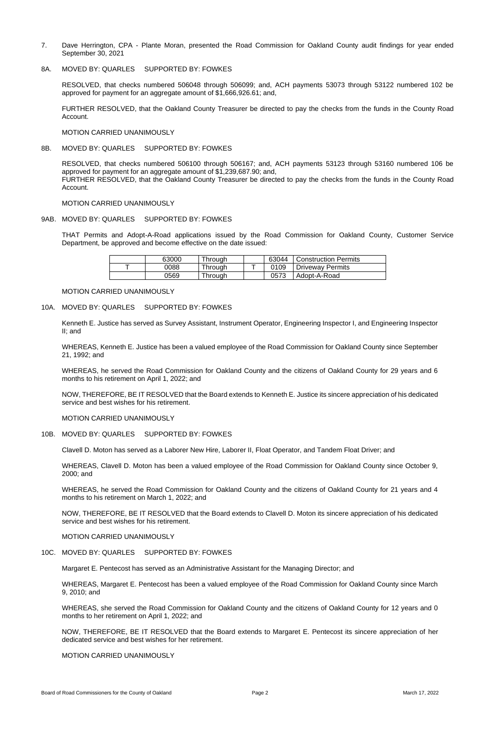7. Dave Herrington, CPA - Plante Moran, presented the Road Commission for Oakland County audit findings for year ended September 30, 2021

8A. MOVED BY: QUARLES SUPPORTED BY: FOWKES

RESOLVED, that checks numbered 506048 through 506099; and, ACH payments 53073 through 53122 numbered 102 be approved for payment for an aggregate amount of $1,666,926.61; and,

FURTHER RESOLVED, that the Oakland County Treasurer be directed to pay the checks from the funds in the County Road Account.

MOTION CARRIED UNANIMOUSLY

8B. MOVED BY: QUARLES SUPPORTED BY: FOWKES

RESOLVED, that checks numbered 506100 through 506167; and, ACH payments 53123 through 53160 numbered 106 be approved for payment for an aggregate amount of $1,239,687.90; and,
FURTHER RESOLVED, that the Oakland County Treasurer be directed to pay the checks from the funds in the County Road Account.

MOTION CARRIED UNANIMOUSLY

9AB. MOVED BY: QUARLES SUPPORTED BY: FOWKES

THAT Permits and Adopt-A-Road applications issued by the Road Commission for Oakland County, Customer Service Department, be approved and become effective on the date issued:

| | | | | | |
|---|---|---|---|---|---|
| | 63000 | Through | | 63044 | Construction Permits |
| T | 0088 | Through | T | 0109 | Driveway Permits |
| | 0569 | Through | | 0573 | Adopt-A-Road |

MOTION CARRIED UNANIMOUSLY

10A. MOVED BY: QUARLES SUPPORTED BY: FOWKES

Kenneth E. Justice has served as Survey Assistant, Instrument Operator, Engineering Inspector I, and Engineering Inspector II; and

WHEREAS, Kenneth E. Justice has been a valued employee of the Road Commission for Oakland County since September 21, 1992; and

WHEREAS, he served the Road Commission for Oakland County and the citizens of Oakland County for 29 years and 6 months to his retirement on April 1, 2022; and

NOW, THEREFORE, BE IT RESOLVED that the Board extends to Kenneth E. Justice its sincere appreciation of his dedicated service and best wishes for his retirement.

MOTION CARRIED UNANIMOUSLY

10B. MOVED BY: QUARLES SUPPORTED BY: FOWKES

Clavell D. Moton has served as a Laborer New Hire, Laborer II, Float Operator, and Tandem Float Driver; and

WHEREAS, Clavell D. Moton has been a valued employee of the Road Commission for Oakland County since October 9, 2000; and

WHEREAS, he served the Road Commission for Oakland County and the citizens of Oakland County for 21 years and 4 months to his retirement on March 1, 2022; and

NOW, THEREFORE, BE IT RESOLVED that the Board extends to Clavell D. Moton its sincere appreciation of his dedicated service and best wishes for his retirement.

MOTION CARRIED UNANIMOUSLY

10C. MOVED BY: QUARLES SUPPORTED BY: FOWKES

Margaret E. Pentecost has served as an Administrative Assistant for the Managing Director; and

WHEREAS, Margaret E. Pentecost has been a valued employee of the Road Commission for Oakland County since March 9, 2010; and

WHEREAS, she served the Road Commission for Oakland County and the citizens of Oakland County for 12 years and 0 months to her retirement on April 1, 2022; and

NOW, THEREFORE, BE IT RESOLVED that the Board extends to Margaret E. Pentecost its sincere appreciation of her dedicated service and best wishes for her retirement.

MOTION CARRIED UNANIMOUSLY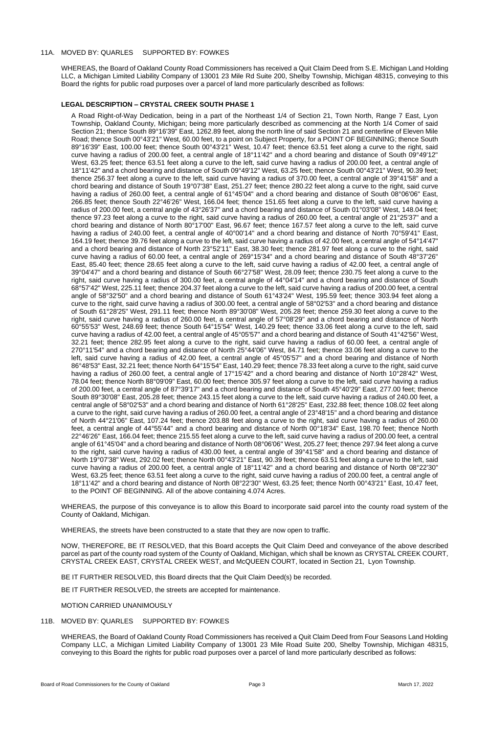11A. MOVED BY: QUARLES SUPPORTED BY: FOWKES

WHEREAS, the Board of Oakland County Road Commissioners has received a Quit Claim Deed from S.E. Michigan Land Holding LLC, a Michigan Limited Liability Company of 13001 23 Mile Rd Suite 200, Shelby Township, Michigan 48315, conveying to this Board the rights for public road purposes over a parcel of land more particularly described as follows:

**LEGAL DESCRIPTION – CRYSTAL CREEK SOUTH PHASE 1**

A Road Right-of-Way Dedication, being in a part of the Northeast 1/4 of Section 21, Town North, Range 7 East, Lyon Township, Oakland County, Michigan; being more particularly described as commencing at the North 1/4 Corner of said Section 21; thence South 89°16'39" East, 1262.89 feet, along the north line of said Section 21 and centerline of Eleven Mile Road; thence South 00°43'21" West, 60.00 feet, to a point on Subject Property, for a POINT OF BEGINNING; thence South 89°16'39" East, 100.00 feet; thence South 00°43'21" West, 10.47 feet; thence 63.51 feet along a curve to the right, said curve having a radius of 200.00 feet, a central angle of 18°11'42" and a chord bearing and distance of South 09°49'12" West, 63.25 feet; thence 63.51 feet along a curve to the left, said curve having a radius of 200.00 feet, a central angle of 18°11'42" and a chord bearing and distance of South 09°49'12" West, 63.25 feet; thence South 00°43'21" West, 90.39 feet; thence 256.37 feet along a curve to the left, said curve having a radius of 370.00 feet, a central angle of 39°41'58" and a chord bearing and distance of South 19°07'38" East, 251.27 feet; thence 280.22 feet along a curve to the right, said curve having a radius of 260.00 feet, a central angle of 61°45'04" and a chord bearing and distance of South 08°06'06" East, 266.85 feet; thence South 22°46'26" West, 166.04 feet; thence 151.65 feet along a curve to the left, said curve having a radius of 200.00 feet, a central angle of 43°26'37" and a chord bearing and distance of South 01°03'08" West, 148.04 feet; thence 97.23 feet along a curve to the right, said curve having a radius of 260.00 feet, a central angle of 21°25'37" and a chord bearing and distance of North 80°17'00" East, 96.67 feet; thence 167.57 feet along a curve to the left, said curve having a radius of 240.00 feet, a central angle of 40°00'14" and a chord bearing and distance of North 70°59'41" East, 164.19 feet; thence 39.76 feet along a curve to the left, said curve having a radius of 42.00 feet, a central angle of 54°14'47" and a chord bearing and distance of North 23°52'11" East, 38.30 feet; thence 281.97 feet along a curve to the right, said curve having a radius of 60.00 feet, a central angle of 269°15'34" and a chord bearing and distance of South 48°37'26" East, 85.40 feet; thence 28.65 feet along a curve to the left, said curve having a radius of 42.00 feet, a central angle of 39°04'47" and a chord bearing and distance of South 66°27'58" West, 28.09 feet; thence 230.75 feet along a curve to the right, said curve having a radius of 300.00 feet, a central angle of 44°04'14" and a chord bearing and distance of South 68°57'42" West, 225.11 feet; thence 204.37 feet along a curve to the left, said curve having a radius of 200.00 feet, a central angle of 58°32'50" and a chord bearing and distance of South 61°43'24" West, 195.59 feet; thence 303.94 feet along a curve to the right, said curve having a radius of 300.00 feet, a central angle of 58°02'53" and a chord bearing and distance of South 61°28'25" West, 291.11 feet; thence North 89°30'08" West, 205.28 feet; thence 259.30 feet along a curve to the right, said curve having a radius of 260.00 feet, a central angle of 57°08'29" and a chord bearing and distance of North 60°55'53" West, 248.69 feet; thence South 64°15'54" West, 140.29 feet; thence 33.06 feet along a curve to the left, said curve having a radius of 42.00 feet, a central angle of 45°05'57" and a chord bearing and distance of South 41°42'56" West, 32.21 feet; thence 282.95 feet along a curve to the right, said curve having a radius of 60.00 feet, a central angle of 270°11'54" and a chord bearing and distance of North 25°44'06" West, 84.71 feet; thence 33.06 feet along a curve to the left, said curve having a radius of 42.00 feet, a central angle of 45°05'57" and a chord bearing and distance of North 86°48'53" East, 32.21 feet; thence North 64°15'54" East, 140.29 feet; thence 78.33 feet along a curve to the right, said curve having a radius of 260.00 feet, a central angle of 17°15'42" and a chord bearing and distance of North 10°28'42" West, 78.04 feet; thence North 88°09'09" East, 60.00 feet; thence 305.97 feet along a curve to the left, said curve having a radius of 200.00 feet, a central angle of 87°39'17" and a chord bearing and distance of South 45°40'29" East, 277.00 feet; thence South 89°30'08" East, 205.28 feet; thence 243.15 feet along a curve to the left, said curve having a radius of 240.00 feet, a central angle of 58°02'53" and a chord bearing and distance of North 61°28'25" East, 232.88 feet; thence 108.02 feet along a curve to the right, said curve having a radius of 260.00 feet, a central angle of 23°48'15" and a chord bearing and distance of North 44°21'06" East, 107.24 feet; thence 203.88 feet along a curve to the right, said curve having a radius of 260.00 feet, a central angle of 44°55'44" and a chord bearing and distance of North 00°18'34" East, 198.70 feet; thence North 22°46'26" East, 166.04 feet; thence 215.55 feet along a curve to the left, said curve having a radius of 200.00 feet, a central angle of 61°45'04" and a chord bearing and distance of North 08°06'06" West, 205.27 feet; thence 297.94 feet along a curve to the right, said curve having a radius of 430.00 feet, a central angle of 39°41'58" and a chord bearing and distance of North 19°07'38" West, 292.02 feet; thence North 00°43'21" East, 90.39 feet; thence 63.51 feet along a curve to the left, said curve having a radius of 200.00 feet, a central angle of 18°11'42" and a chord bearing and distance of North 08°22'30" West, 63.25 feet; thence 63.51 feet along a curve to the right, said curve having a radius of 200.00 feet, a central angle of 18°11'42" and a chord bearing and distance of North 08°22'30" West, 63.25 feet; thence North 00°43'21" East, 10.47 feet, to the POINT OF BEGINNING. All of the above containing 4.074 Acres.

WHEREAS, the purpose of this conveyance is to allow this Board to incorporate said parcel into the county road system of the County of Oakland, Michigan.

WHEREAS, the streets have been constructed to a state that they are now open to traffic.

NOW, THEREFORE, BE IT RESOLVED, that this Board accepts the Quit Claim Deed and conveyance of the above described parcel as part of the county road system of the County of Oakland, Michigan, which shall be known as CRYSTAL CREEK COURT, CRYSTAL CREEK EAST, CRYSTAL CREEK WEST, and McQUEEN COURT, located in Section 21, Lyon Township.

BE IT FURTHER RESOLVED, this Board directs that the Quit Claim Deed(s) be recorded.

BE IT FURTHER RESOLVED, the streets are accepted for maintenance.

MOTION CARRIED UNANIMOUSLY

11B. MOVED BY: QUARLES SUPPORTED BY: FOWKES

WHEREAS, the Board of Oakland County Road Commissioners has received a Quit Claim Deed from Four Seasons Land Holding Company LLC, a Michigan Limited Liability Company of 13001 23 Mile Road Suite 200, Shelby Township, Michigan 48315, conveying to this Board the rights for public road purposes over a parcel of land more particularly described as follows: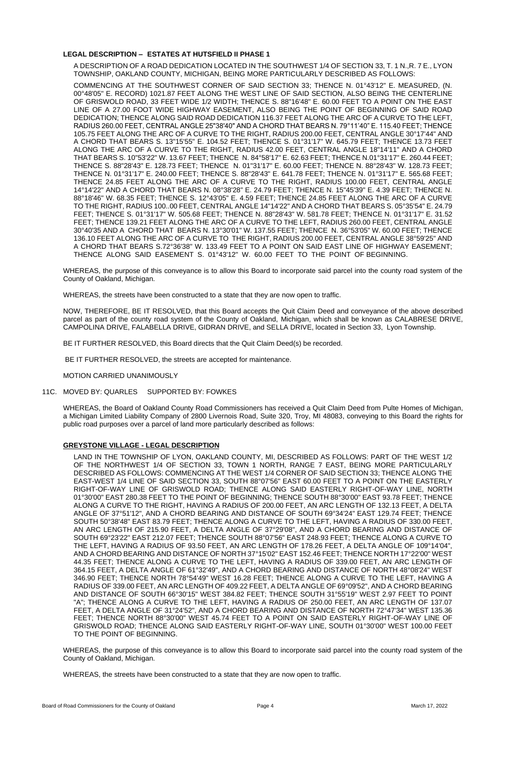**LEGAL DESCRIPTION – ESTATES AT HUTSFIELD II PHASE 1**

A DESCRIPTION OF A ROAD DEDICATION LOCATED IN THE SOUTHWEST 1/4 OF SECTION 33, T. 1 N.,R. 7 E., LYON TOWNSHIP, OAKLAND COUNTY, MICHIGAN, BEING MORE PARTICULARLY DESCRIBED AS FOLLOWS:

COMMENCING AT THE SOUTHWEST CORNER OF SAID SECTION 33; THENCE N. 01°43'12" E. MEASURED, (N. 00°48'05" E. RECORD) 1021.87 FEET ALONG THE WEST LINE OF SAID SECTION, ALSO BEING THE CENTERLINE OF GRISWOLD ROAD, 33 FEET WIDE 1/2 WIDTH; THENCE S. 88°16'48" E. 60.00 FEET TO A POINT ON THE EAST LINE OF A 27.00 FOOT WIDE HIGHWAY EASEMENT, ALSO BEING THE POINT OF BEGINNING OF SAID ROAD DEDICATION; THENCE ALONG SAID ROAD DEDICATION 116.37 FEET ALONG THE ARC OF A CURVE TO THE LEFT, RADIUS 260.00 FEET, CENTRAL ANGLE 25"38'40" AND A CHORD THAT BEARS N. 79°11'40" E. 115.40 FEET; THENCE 105.75 FEET ALONG THE ARC OF A CURVE TO THE RIGHT, RADIUS 200.00 FEET, CENTRAL ANGLE 30°17'44" AND A CHORD THAT BEARS S. 13"15'55" E. 104.52 FEET; THENCE S. 01°31'17" W. 645.79 FEET; THENCE 13.73 FEET ALONG THE ARC OF A CURVE TO THE RIGHT, RADIUS 42.00 FEET, CENTRAL ANGLE 18"14'11" AND A CHORD THAT BEARS S. 10"53'22" W. 13.67 FEET; THENCE N. 84°58'17" E. 62.63 FEET; THENCE N.01°31'17" E. 260.44 FEET; THENCE S. 88"28'43" E. 128.73 FEET; THENCE N. 01"31'17" E. 60.00 FEET; THENCE N. 88°28'43" W. 128.73 FEET; THENCE N. 01°31'17" E. 240.00 FEET; THENCE S. 88"28'43" E. 641.78 FEET; THENCE N. 01°31'17" E. 565.68 FEET; THENCE 24.85 FEET ALONG THE ARC OF A CURVE TO THE RIGHT, RADIUS 100.00 FEET, CENTRAL ANGLE 14°14'22" AND A CHORD THAT BEARS N. 08°38'28" E. 24.79 FEET; THENCE N. 15"45'39" E. 4.39 FEET; THENCE N. 88°18'46" W. 68.35 FEET; THENCE S. 12°43'05" E. 4.59 FEET; THENCE 24.85 FEET ALONG THE ARC OF A CURVE TO THE RIGHT, RADIUS 100..00 FEET, CENTRAL ANGLE 14"14'22" AND A CHORD THAT BEARS S. 05°35'54" E. 24.79 FEET; THENCE S. 01°31'17" W. 505.68 FEET; THENCE N. 88"28'43" W. 581.78 FEET; THENCE N. 01°31'17" E. 31.52 FEET; THENCE 139.21 FEET ALONG THE ARC OF A CURVE TO THE LEFT, RADIUS 260.00 FEET, CENTRAL ANGLE 30°40'35 AND A CHORD THAT BEARS N. 13°30'01" W. 137.55 FEET; THENCE N. 36°53'05" W. 60.00 FEET; THENCE 136.10 FEET ALONG THE ARC OF A CURVE TO THE RIGHT, RADIUS 200.00 FEET, CENTRAL ANGLE 38°59'25" AND A CHORD THAT BEARS S.72°36'38" W. 133.49 FEET TO A POINT ON SAID EAST LINE OF HIGHWAY EASEMENT; THENCE ALONG SAID EASEMENT S. 01°43'12" W. 60.00 FEET TO THE POINT OF BEGINNING.

WHEREAS, the purpose of this conveyance is to allow this Board to incorporate said parcel into the county road system of the County of Oakland, Michigan.

WHEREAS, the streets have been constructed to a state that they are now open to traffic.

NOW, THEREFORE, BE IT RESOLVED, that this Board accepts the Quit Claim Deed and conveyance of the above described parcel as part of the county road system of the County of Oakland, Michigan, which shall be known as CALABRESE DRIVE, CAMPOLINA DRIVE, FALABELLA DRIVE, GIDRAN DRIVE, and SELLA DRIVE, located in Section 33, Lyon Township.

BE IT FURTHER RESOLVED, this Board directs that the Quit Claim Deed(s) be recorded.

BE IT FURTHER RESOLVED, the streets are accepted for maintenance.

MOTION CARRIED UNANIMOUSLY

11C. MOVED BY: QUARLES SUPPORTED BY: FOWKES

WHEREAS, the Board of Oakland County Road Commissioners has received a Quit Claim Deed from Pulte Homes of Michigan, a Michigan Limited Liability Company of 2800 Livernois Road, Suite 320, Troy, MI 48083, conveying to this Board the rights for public road purposes over a parcel of land more particularly described as follows:

**GREYSTONE VILLAGE - LEGAL DESCRIPTION**

LAND IN THE TOWNSHIP OF LYON, OAKLAND COUNTY, MI, DESCRIBED AS FOLLOWS: PART OF THE WEST 1/2 OF THE NORTHWEST 1/4 OF SECTION 33, TOWN 1 NORTH, RANGE 7 EAST, BEING MORE PARTICULARLY DESCRIBED AS FOLLOWS: COMMENCING AT THE WEST 1/4 CORNER OF SAID SECTION 33; THENCE ALONG THE EAST-WEST 1/4 LINE OF SAID SECTION 33, SOUTH 88°07'56" EAST 60.00 FEET TO A POINT ON THE EASTERLY RIGHT-OF-WAY LINE OF GRISWOLD ROAD; THENCE ALONG SAID EASTERLY RIGHT-OF-WAY LINE, NORTH 01°30'00" EAST 280.38 FEET TO THE POINT OF BEGINNING; THENCE SOUTH 88°30'00" EAST 93.78 FEET; THENCE ALONG A CURVE TO THE RIGHT, HAVING A RADIUS OF 200.00 FEET, AN ARC LENGTH OF 132.13 FEET, A DELTA ANGLE OF 37°51'12", AND A CHORD BEARING AND DISTANCE OF SOUTH 69°34'24" EAST 129.74 FEET; THENCE SOUTH 50°38'48" EAST 83.79 FEET; THENCE ALONG A CURVE TO THE LEFT, HAVING A RADIUS OF 330.00 FEET, AN ARC LENGTH OF 215.90 FEET, A DELTA ANGLE OF 37°29'08", AND A CHORD BEARING AND DISTANCE OF SOUTH 69°23'22" EAST 212.07 FEET; THENCE SOUTH 88°07'56" EAST 248.93 FEET; THENCE ALONG A CURVE TO THE LEFT, HAVING A RADIUS OF 93.50 FEET, AN ARC LENGTH OF 178.26 FEET, A DELTA ANGLE OF 109°14'04", AND A CHORD BEARING AND DISTANCE OF NORTH 37°15'02" EAST 152.46 FEET; THENCE NORTH 17°22'00" WEST 44.35 FEET; THENCE ALONG A CURVE TO THE LEFT, HAVING A RADIUS OF 339.00 FEET, AN ARC LENGTH OF 364.15 FEET, A DELTA ANGLE OF 61°32'49", AND A CHORD BEARING AND DISTANCE OF NORTH 48°08'24" WEST 346.90 FEET; THENCE NORTH 78°54'49" WEST 16.28 FEET; THENCE ALONG A CURVE TO THE LEFT, HAVING A RADIUS OF 339.00 FEET, AN ARC LENGTH OF 409.22 FEET, A DELTA ANGLE OF 69°09'52", AND A CHORD BEARING AND DISTANCE OF SOUTH 66°30'15" WEST 384.82 FEET; THENCE SOUTH 31°55'19" WEST 2.97 FEET TO POINT "A"; THENCE ALONG A CURVE TO THE LEFT, HAVING A RADIUS OF 250.00 FEET, AN ARC LENGTH OF 137.07 FEET, A DELTA ANGLE OF 31°24'52", AND A CHORD BEARING AND DISTANCE OF NORTH 72°47'34" WEST 135.36 FEET; THENCE NORTH 88°30'00" WEST 45.74 FEET TO A POINT ON SAID EASTERLY RIGHT-OF-WAY LINE OF GRISWOLD ROAD; THENCE ALONG SAID EASTERLY RIGHT-OF-WAY LINE, SOUTH 01°30'00" WEST 100.00 FEET TO THE POINT OF BEGINNING.

WHEREAS, the purpose of this conveyance is to allow this Board to incorporate said parcel into the county road system of the County of Oakland, Michigan.

WHEREAS, the streets have been constructed to a state that they are now open to traffic.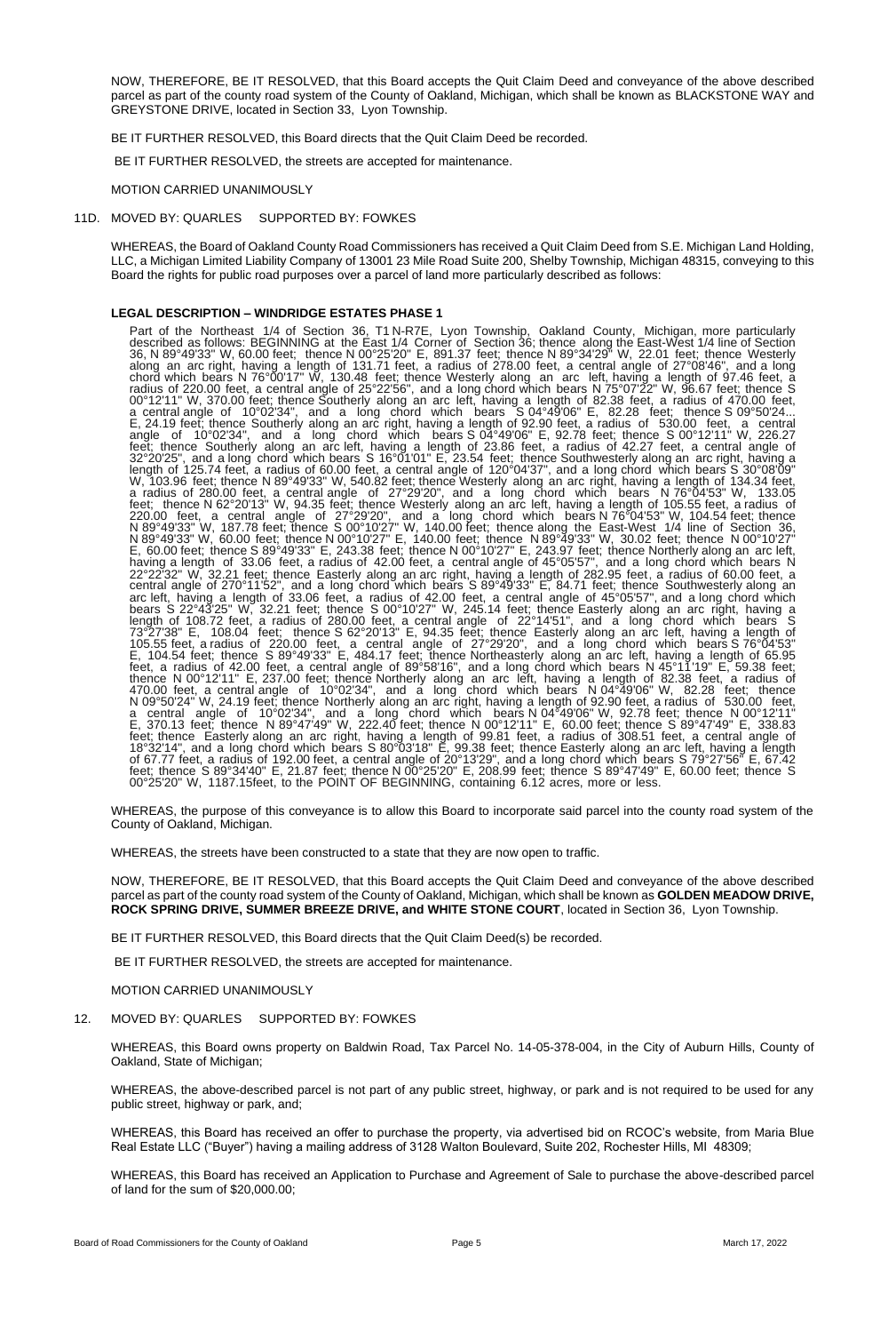NOW, THEREFORE, BE IT RESOLVED, that this Board accepts the Quit Claim Deed and conveyance of the above described parcel as part of the county road system of the County of Oakland, Michigan, which shall be known as BLACKSTONE WAY and GREYSTONE DRIVE, located in Section 33, Lyon Township.

BE IT FURTHER RESOLVED, this Board directs that the Quit Claim Deed be recorded.

BE IT FURTHER RESOLVED, the streets are accepted for maintenance.

MOTION CARRIED UNANIMOUSLY

11D. MOVED BY: QUARLES SUPPORTED BY: FOWKES

WHEREAS, the Board of Oakland County Road Commissioners has received a Quit Claim Deed from S.E. Michigan Land Holding, LLC, a Michigan Limited Liability Company of 13001 23 Mile Road Suite 200, Shelby Township, Michigan 48315, conveying to this Board the rights for public road purposes over a parcel of land more particularly described as follows:

**LEGAL DESCRIPTION – WINDRIDGE ESTATES PHASE 1**

Part of the Northeast 1/4 of Section 36, T1 N-R7E, Lyon Township, Oakland County, Michigan, more particularly described as follows: BEGINNING at the East 1/4 Corner of Section 36; thence along the East-West 1/4 line of Section 36, N 89°49'33" W, 60.00 feet; thence N 00°25'20" E, 891.37 feet; thence N 89°34'29" W, 22.01 feet; thence Westerly along an arc right, having a length of 131.71 feet, a radius of 278.00 feet, a central angle of 27°08'46", and a long chord which bears N 76°00'17" W, 130.48 feet; thence Westerly along an arc left, having a length of 97.46 feet, a radius of 220.00 feet, a central angle of 25°22'56", and a long chord which bears N 75°07'22" W, 96.67 feet; thence S 00°12'11" W, 370.00 feet; thence Southerly along an arc left, having a length of 82.38 feet, a radius of 470.00 feet, a central angle of 10°02'34", and a long chord which bears S 04°49'06" E, 82.28 feet; thence S 09°50'24... E, 24.19 feet; thence Southerly along an arc right, having a length of 92.90 feet, a radius of 530.00 feet, a central angle of 10°02'34", and a long chord which bears S 04°49'06" E, 92.78 feet; thence S 00°12'11" W, 226.27 feet; thence Southerly along an arc left, having a length of 23.86 feet, a radius of 42.27 feet, a central angle of 32°20'25", and a long chord which bears S 16°01'01" E, 23.54 feet; thence Southwesterly along an arc right, having a length of 125.74 feet, a radius of 60.00 feet, a central angle of 120°04'37", and a long chord which bears S 30°08'09" W, 103.96 feet; thence N 89°49'33" W, 540.82 feet; thence Westerly along an arc right, having a length of 134.34 feet, a radius of 280.00 feet, a central angle of 27°29'20", and a long chord which bears N 76°04'53" W, 133.05 feet; thence N 62°20'13" W, 94.35 feet; thence Westerly along an arc left, having a length of 105.55 feet, a radius of 220.00 feet, a central angle of 27°29'20", and a long chord which bears N 76°04'53" W, 104.54 feet; thence N 89°49'33" W, 187.78 feet; thence S 00°10'27" W, 140.00 feet; thence along the East-West 1/4 line of Section 36, N 89°49'33" W, 60.00 feet; thence N 00°10'27" E, 140.00 feet; thence N 89°49'33" W, 30.02 feet; thence N 00°10'27" E, 60.00 feet; thence S 89°49'33" E, 243.38 feet; thence N 00°10'27" E, 243.97 feet; thence Northerly along an arc left, having a length of 33.06 feet, a radius of 42.00 feet, a central angle of 45°05'57", and a long chord which bears N 22°22'32" W, 32.21 feet; thence Easterly along an arc right, having a length of 282.95 feet, a radius of 60.00 feet, a central angle of 270°11'52", and a long chord which bears S 89°49'33" E, 84.71 feet; thence Southwesterly along an arc left, having a length of 33.06 feet, a radius of 42.00 feet, a central angle of 45°05'57", and a long chord which bears S 22°43'25" W, 32.21 feet; thence S 00°10'27" W, 245.14 feet; thence Easterly along an arc right, having a length of 108.72 feet, a radius of 280.00 feet, a central angle of 22°14'51", and a long chord which bears S 73°27'38" E, 108.04 feet; thence S 62°20'13" E, 94.35 feet; thence Easterly along an arc left, having a length of 105.55 feet, a radius of 220.00 feet, a central angle of 27°29'20", and a long chord which bears S 76°04'53" E, 104.54 feet; thence S 89°49'33" E, 484.17 feet; thence Northeasterly along an arc left, having a length of 65.95 feet, a radius of 42.00 feet, a central angle of 89°58'16", and a long chord which bears N 45°11'19" E, 59.38 feet; thence N 00°12'11" E, 237.00 feet; thence Northerly along an arc left, having a length of 82.38 feet, a radius of 470.00 feet, a central angle of 10°02'34", and a long chord which bears N 04°49'06" W, 82.28 feet; thence N 09°50'24" W, 24.19 feet; thence Northerly along an arc right, having a length of 92.90 feet, a radius of 530.00 feet, a central angle of 10°02'34", and a long chord which bears N 04°49'06" W, 92.78 feet; thence N 00°12'11" E, 370.13 feet; thence N 89°47'49" W, 222.40 feet; thence N 00°12'11" E, 60.00 feet; thence S 89°47'49" E, 338.83 feet; thence Easterly along an arc right, having a length of 99.81 feet, a radius of 308.51 feet, a central angle of 18°32'14", and a long chord which bears S 80°03'18" E, 99.38 feet; thence Easterly along an arc left, having a length of 67.77 feet, a radius of 192.00 feet, a central angle of 20°13'29", and a long chord which bears S 79°27'56" E, 67.42 feet; thence S 89°34'40" E, 21.87 feet; thence N 00°25'20" E, 208.99 feet; thence S 89°47'49" E, 60.00 feet; thence S 00°25'20" W, 1187.15feet, to the POINT OF BEGINNING, containing 6.12 acres, more or less.

WHEREAS, the purpose of this conveyance is to allow this Board to incorporate said parcel into the county road system of the County of Oakland, Michigan.

WHEREAS, the streets have been constructed to a state that they are now open to traffic.

NOW, THEREFORE, BE IT RESOLVED, that this Board accepts the Quit Claim Deed and conveyance of the above described parcel as part of the county road system of the County of Oakland, Michigan, which shall be known as **GOLDEN MEADOW DRIVE, ROCK SPRING DRIVE, SUMMER BREEZE DRIVE, and WHITE STONE COURT**, located in Section 36, Lyon Township.

BE IT FURTHER RESOLVED, this Board directs that the Quit Claim Deed(s) be recorded.

BE IT FURTHER RESOLVED, the streets are accepted for maintenance.

MOTION CARRIED UNANIMOUSLY

12. MOVED BY: QUARLES SUPPORTED BY: FOWKES

WHEREAS, this Board owns property on Baldwin Road, Tax Parcel No. 14-05-378-004, in the City of Auburn Hills, County of Oakland, State of Michigan;

WHEREAS, the above-described parcel is not part of any public street, highway, or park and is not required to be used for any public street, highway or park, and;

WHEREAS, this Board has received an offer to purchase the property, via advertised bid on RCOC's website, from Maria Blue Real Estate LLC ("Buyer") having a mailing address of 3128 Walton Boulevard, Suite 202, Rochester Hills, MI 48309;

WHEREAS, this Board has received an Application to Purchase and Agreement of Sale to purchase the above-described parcel of land for the sum of $20,000.00;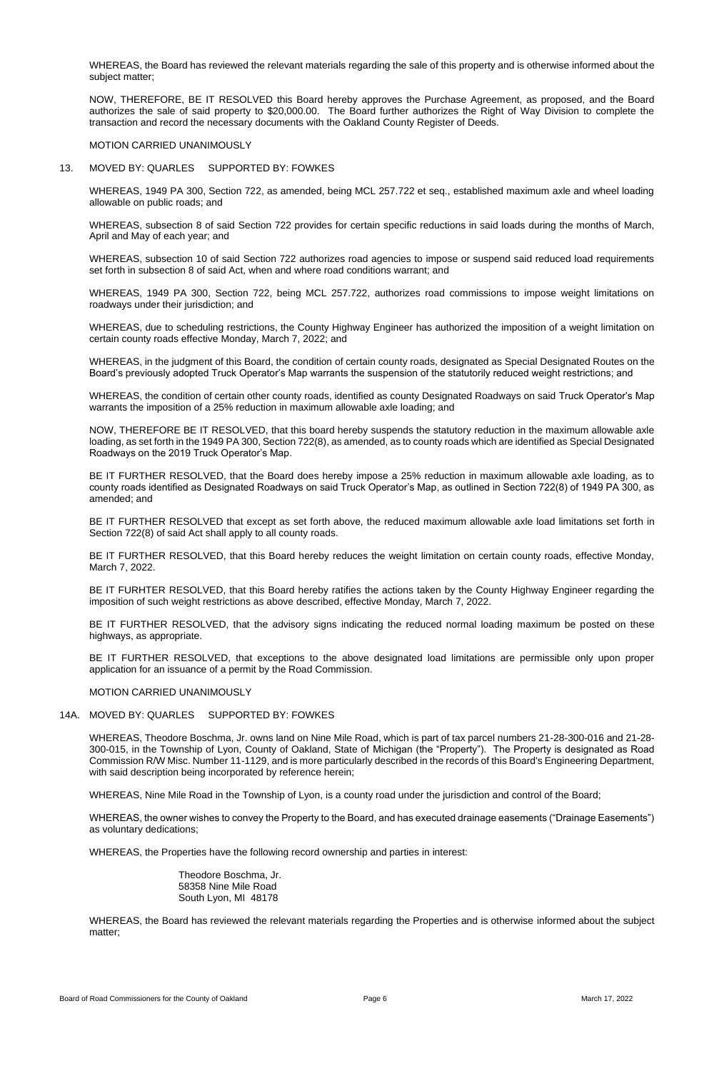WHEREAS, the Board has reviewed the relevant materials regarding the sale of this property and is otherwise informed about the subject matter;

NOW, THEREFORE, BE IT RESOLVED this Board hereby approves the Purchase Agreement, as proposed, and the Board authorizes the sale of said property to $20,000.00. The Board further authorizes the Right of Way Division to complete the transaction and record the necessary documents with the Oakland County Register of Deeds.

MOTION CARRIED UNANIMOUSLY

13. MOVED BY: QUARLES SUPPORTED BY: FOWKES

WHEREAS, 1949 PA 300, Section 722, as amended, being MCL 257.722 et seq., established maximum axle and wheel loading allowable on public roads; and

WHEREAS, subsection 8 of said Section 722 provides for certain specific reductions in said loads during the months of March, April and May of each year; and

WHEREAS, subsection 10 of said Section 722 authorizes road agencies to impose or suspend said reduced load requirements set forth in subsection 8 of said Act, when and where road conditions warrant; and

WHEREAS, 1949 PA 300, Section 722, being MCL 257.722, authorizes road commissions to impose weight limitations on roadways under their jurisdiction; and

WHEREAS, due to scheduling restrictions, the County Highway Engineer has authorized the imposition of a weight limitation on certain county roads effective Monday, March 7, 2022; and

WHEREAS, in the judgment of this Board, the condition of certain county roads, designated as Special Designated Routes on the Board's previously adopted Truck Operator's Map warrants the suspension of the statutorily reduced weight restrictions; and

WHEREAS, the condition of certain other county roads, identified as county Designated Roadways on said Truck Operator's Map warrants the imposition of a 25% reduction in maximum allowable axle loading; and

NOW, THEREFORE BE IT RESOLVED, that this board hereby suspends the statutory reduction in the maximum allowable axle loading, as set forth in the 1949 PA 300, Section 722(8), as amended, as to county roads which are identified as Special Designated Roadways on the 2019 Truck Operator's Map.

BE IT FURTHER RESOLVED, that the Board does hereby impose a 25% reduction in maximum allowable axle loading, as to county roads identified as Designated Roadways on said Truck Operator's Map, as outlined in Section 722(8) of 1949 PA 300, as amended; and

BE IT FURTHER RESOLVED that except as set forth above, the reduced maximum allowable axle load limitations set forth in Section 722(8) of said Act shall apply to all county roads.

BE IT FURTHER RESOLVED, that this Board hereby reduces the weight limitation on certain county roads, effective Monday, March 7, 2022.

BE IT FURHTER RESOLVED, that this Board hereby ratifies the actions taken by the County Highway Engineer regarding the imposition of such weight restrictions as above described, effective Monday, March 7, 2022.

BE IT FURTHER RESOLVED, that the advisory signs indicating the reduced normal loading maximum be posted on these highways, as appropriate.

BE IT FURTHER RESOLVED, that exceptions to the above designated load limitations are permissible only upon proper application for an issuance of a permit by the Road Commission.

MOTION CARRIED UNANIMOUSLY

14A. MOVED BY: QUARLES SUPPORTED BY: FOWKES

WHEREAS, Theodore Boschma, Jr. owns land on Nine Mile Road, which is part of tax parcel numbers 21-28-300-016 and 21-28-300-015, in the Township of Lyon, County of Oakland, State of Michigan (the "Property"). The Property is designated as Road Commission R/W Misc. Number 11-1129, and is more particularly described in the records of this Board's Engineering Department, with said description being incorporated by reference herein;

WHEREAS, Nine Mile Road in the Township of Lyon, is a county road under the jurisdiction and control of the Board;

WHEREAS, the owner wishes to convey the Property to the Board, and has executed drainage easements ("Drainage Easements") as voluntary dedications;

WHEREAS, the Properties have the following record ownership and parties in interest:

Theodore Boschma, Jr.
58358 Nine Mile Road
South Lyon, MI 48178

WHEREAS, the Board has reviewed the relevant materials regarding the Properties and is otherwise informed about the subject matter;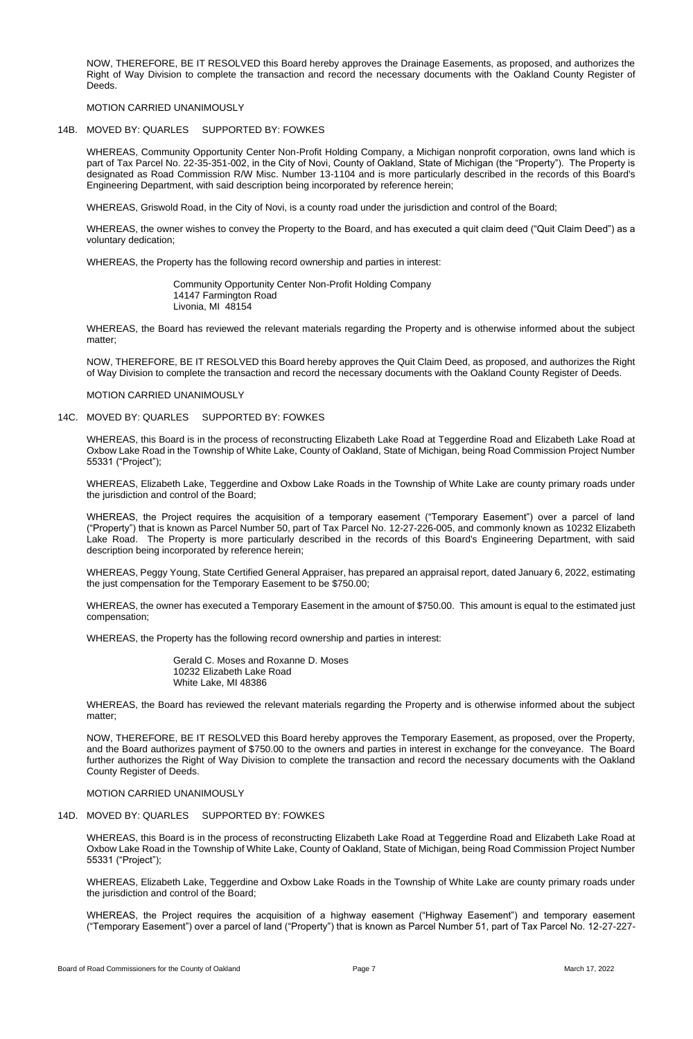NOW, THEREFORE, BE IT RESOLVED this Board hereby approves the Drainage Easements, as proposed, and authorizes the Right of Way Division to complete the transaction and record the necessary documents with the Oakland County Register of Deeds.

MOTION CARRIED UNANIMOUSLY

14B. MOVED BY: QUARLES SUPPORTED BY: FOWKES

WHEREAS, Community Opportunity Center Non-Profit Holding Company, a Michigan nonprofit corporation, owns land which is part of Tax Parcel No. 22-35-351-002, in the City of Novi, County of Oakland, State of Michigan (the "Property"). The Property is designated as Road Commission R/W Misc. Number 13-1104 and is more particularly described in the records of this Board's Engineering Department, with said description being incorporated by reference herein;

WHEREAS, Griswold Road, in the City of Novi, is a county road under the jurisdiction and control of the Board;

WHEREAS, the owner wishes to convey the Property to the Board, and has executed a quit claim deed ("Quit Claim Deed") as a voluntary dedication;

WHEREAS, the Property has the following record ownership and parties in interest:

Community Opportunity Center Non-Profit Holding Company
14147 Farmington Road
Livonia, MI 48154

WHEREAS, the Board has reviewed the relevant materials regarding the Property and is otherwise informed about the subject matter;

NOW, THEREFORE, BE IT RESOLVED this Board hereby approves the Quit Claim Deed, as proposed, and authorizes the Right of Way Division to complete the transaction and record the necessary documents with the Oakland County Register of Deeds.

MOTION CARRIED UNANIMOUSLY

14C. MOVED BY: QUARLES SUPPORTED BY: FOWKES

WHEREAS, this Board is in the process of reconstructing Elizabeth Lake Road at Teggerdine Road and Elizabeth Lake Road at Oxbow Lake Road in the Township of White Lake, County of Oakland, State of Michigan, being Road Commission Project Number 55331 ("Project");

WHEREAS, Elizabeth Lake, Teggerdine and Oxbow Lake Roads in the Township of White Lake are county primary roads under the jurisdiction and control of the Board;

WHEREAS, the Project requires the acquisition of a temporary easement ("Temporary Easement") over a parcel of land ("Property") that is known as Parcel Number 50, part of Tax Parcel No. 12-27-226-005, and commonly known as 10232 Elizabeth Lake Road. The Property is more particularly described in the records of this Board's Engineering Department, with said description being incorporated by reference herein;

WHEREAS, Peggy Young, State Certified General Appraiser, has prepared an appraisal report, dated January 6, 2022, estimating the just compensation for the Temporary Easement to be $750.00;

WHEREAS, the owner has executed a Temporary Easement in the amount of $750.00. This amount is equal to the estimated just compensation;

WHEREAS, the Property has the following record ownership and parties in interest:

Gerald C. Moses and Roxanne D. Moses
10232 Elizabeth Lake Road
White Lake, MI 48386

WHEREAS, the Board has reviewed the relevant materials regarding the Property and is otherwise informed about the subject matter;

NOW, THEREFORE, BE IT RESOLVED this Board hereby approves the Temporary Easement, as proposed, over the Property, and the Board authorizes payment of $750.00 to the owners and parties in interest in exchange for the conveyance. The Board further authorizes the Right of Way Division to complete the transaction and record the necessary documents with the Oakland County Register of Deeds.

MOTION CARRIED UNANIMOUSLY

14D. MOVED BY: QUARLES SUPPORTED BY: FOWKES

WHEREAS, this Board is in the process of reconstructing Elizabeth Lake Road at Teggerdine Road and Elizabeth Lake Road at Oxbow Lake Road in the Township of White Lake, County of Oakland, State of Michigan, being Road Commission Project Number 55331 ("Project");

WHEREAS, Elizabeth Lake, Teggerdine and Oxbow Lake Roads in the Township of White Lake are county primary roads under the jurisdiction and control of the Board;

WHEREAS, the Project requires the acquisition of a highway easement ("Highway Easement") and temporary easement ("Temporary Easement") over a parcel of land ("Property") that is known as Parcel Number 51, part of Tax Parcel No. 12-27-227-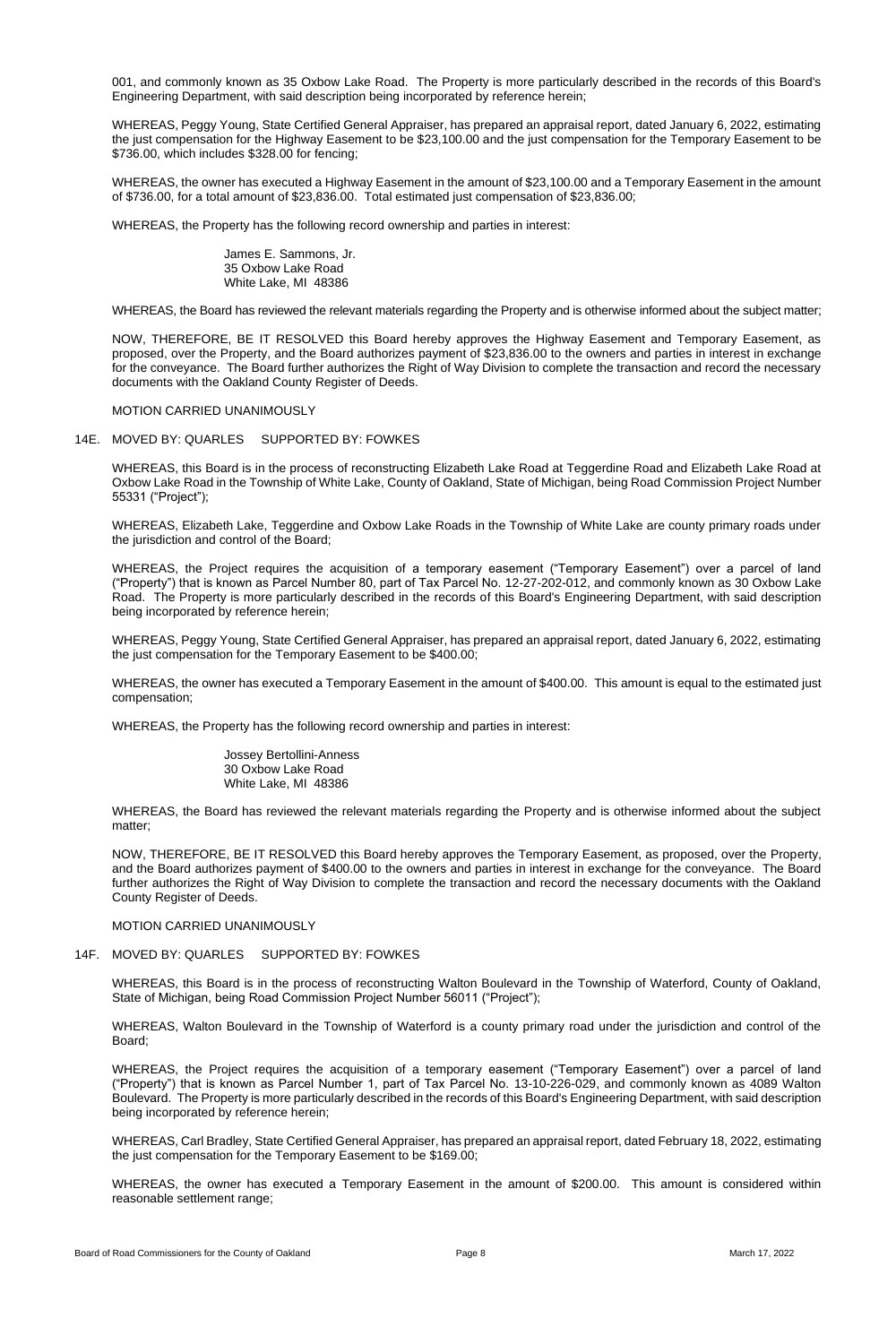001, and commonly known as 35 Oxbow Lake Road. The Property is more particularly described in the records of this Board's Engineering Department, with said description being incorporated by reference herein;

WHEREAS, Peggy Young, State Certified General Appraiser, has prepared an appraisal report, dated January 6, 2022, estimating the just compensation for the Highway Easement to be $23,100.00 and the just compensation for the Temporary Easement to be $736.00, which includes $328.00 for fencing;

WHEREAS, the owner has executed a Highway Easement in the amount of $23,100.00 and a Temporary Easement in the amount of $736.00, for a total amount of $23,836.00. Total estimated just compensation of $23,836.00;

WHEREAS, the Property has the following record ownership and parties in interest:

James E. Sammons, Jr.
35 Oxbow Lake Road
White Lake, MI 48386

WHEREAS, the Board has reviewed the relevant materials regarding the Property and is otherwise informed about the subject matter;

NOW, THEREFORE, BE IT RESOLVED this Board hereby approves the Highway Easement and Temporary Easement, as proposed, over the Property, and the Board authorizes payment of $23,836.00 to the owners and parties in interest in exchange for the conveyance. The Board further authorizes the Right of Way Division to complete the transaction and record the necessary documents with the Oakland County Register of Deeds.

MOTION CARRIED UNANIMOUSLY

14E. MOVED BY: QUARLES SUPPORTED BY: FOWKES

WHEREAS, this Board is in the process of reconstructing Elizabeth Lake Road at Teggerdine Road and Elizabeth Lake Road at Oxbow Lake Road in the Township of White Lake, County of Oakland, State of Michigan, being Road Commission Project Number 55331 ("Project");

WHEREAS, Elizabeth Lake, Teggerdine and Oxbow Lake Roads in the Township of White Lake are county primary roads under the jurisdiction and control of the Board;

WHEREAS, the Project requires the acquisition of a temporary easement ("Temporary Easement") over a parcel of land ("Property") that is known as Parcel Number 80, part of Tax Parcel No. 12-27-202-012, and commonly known as 30 Oxbow Lake Road. The Property is more particularly described in the records of this Board's Engineering Department, with said description being incorporated by reference herein;

WHEREAS, Peggy Young, State Certified General Appraiser, has prepared an appraisal report, dated January 6, 2022, estimating the just compensation for the Temporary Easement to be $400.00;

WHEREAS, the owner has executed a Temporary Easement in the amount of $400.00. This amount is equal to the estimated just compensation;

WHEREAS, the Property has the following record ownership and parties in interest:

Jossey Bertollini-Anness
30 Oxbow Lake Road
White Lake, MI 48386

WHEREAS, the Board has reviewed the relevant materials regarding the Property and is otherwise informed about the subject matter;

NOW, THEREFORE, BE IT RESOLVED this Board hereby approves the Temporary Easement, as proposed, over the Property, and the Board authorizes payment of $400.00 to the owners and parties in interest in exchange for the conveyance. The Board further authorizes the Right of Way Division to complete the transaction and record the necessary documents with the Oakland County Register of Deeds.

MOTION CARRIED UNANIMOUSLY

14F. MOVED BY: QUARLES SUPPORTED BY: FOWKES

WHEREAS, this Board is in the process of reconstructing Walton Boulevard in the Township of Waterford, County of Oakland, State of Michigan, being Road Commission Project Number 56011 ("Project");

WHEREAS, Walton Boulevard in the Township of Waterford is a county primary road under the jurisdiction and control of the Board;

WHEREAS, the Project requires the acquisition of a temporary easement ("Temporary Easement") over a parcel of land ("Property") that is known as Parcel Number 1, part of Tax Parcel No. 13-10-226-029, and commonly known as 4089 Walton Boulevard. The Property is more particularly described in the records of this Board's Engineering Department, with said description being incorporated by reference herein;

WHEREAS, Carl Bradley, State Certified General Appraiser, has prepared an appraisal report, dated February 18, 2022, estimating the just compensation for the Temporary Easement to be $169.00;

WHEREAS, the owner has executed a Temporary Easement in the amount of $200.00. This amount is considered within reasonable settlement range;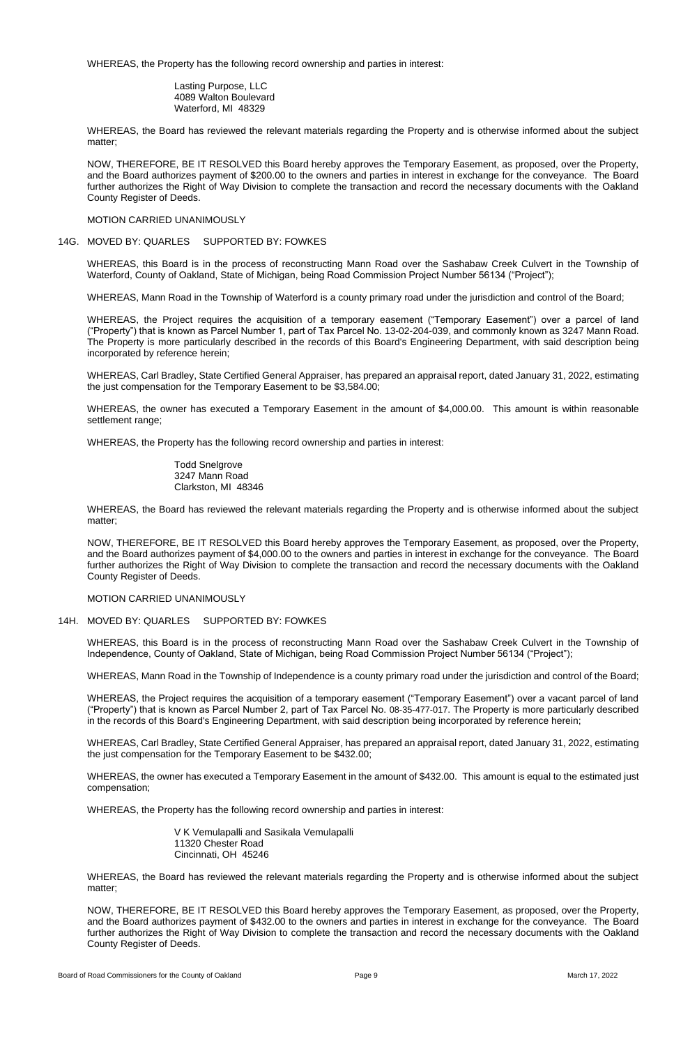WHEREAS, the Property has the following record ownership and parties in interest:

Lasting Purpose, LLC
4089 Walton Boulevard
Waterford, MI 48329

WHEREAS, the Board has reviewed the relevant materials regarding the Property and is otherwise informed about the subject matter;

NOW, THEREFORE, BE IT RESOLVED this Board hereby approves the Temporary Easement, as proposed, over the Property, and the Board authorizes payment of $200.00 to the owners and parties in interest in exchange for the conveyance. The Board further authorizes the Right of Way Division to complete the transaction and record the necessary documents with the Oakland County Register of Deeds.

MOTION CARRIED UNANIMOUSLY

14G. MOVED BY: QUARLES SUPPORTED BY: FOWKES

WHEREAS, this Board is in the process of reconstructing Mann Road over the Sashabaw Creek Culvert in the Township of Waterford, County of Oakland, State of Michigan, being Road Commission Project Number 56134 ("Project");

WHEREAS, Mann Road in the Township of Waterford is a county primary road under the jurisdiction and control of the Board;

WHEREAS, the Project requires the acquisition of a temporary easement ("Temporary Easement") over a parcel of land ("Property") that is known as Parcel Number 1, part of Tax Parcel No. 13-02-204-039, and commonly known as 3247 Mann Road. The Property is more particularly described in the records of this Board's Engineering Department, with said description being incorporated by reference herein;

WHEREAS, Carl Bradley, State Certified General Appraiser, has prepared an appraisal report, dated January 31, 2022, estimating the just compensation for the Temporary Easement to be $3,584.00;

WHEREAS, the owner has executed a Temporary Easement in the amount of $4,000.00. This amount is within reasonable settlement range;

WHEREAS, the Property has the following record ownership and parties in interest:

Todd Snelgrove
3247 Mann Road
Clarkston, MI 48346

WHEREAS, the Board has reviewed the relevant materials regarding the Property and is otherwise informed about the subject matter;

NOW, THEREFORE, BE IT RESOLVED this Board hereby approves the Temporary Easement, as proposed, over the Property, and the Board authorizes payment of $4,000.00 to the owners and parties in interest in exchange for the conveyance. The Board further authorizes the Right of Way Division to complete the transaction and record the necessary documents with the Oakland County Register of Deeds.

MOTION CARRIED UNANIMOUSLY

14H. MOVED BY: QUARLES SUPPORTED BY: FOWKES

WHEREAS, this Board is in the process of reconstructing Mann Road over the Sashabaw Creek Culvert in the Township of Independence, County of Oakland, State of Michigan, being Road Commission Project Number 56134 ("Project");

WHEREAS, Mann Road in the Township of Independence is a county primary road under the jurisdiction and control of the Board;

WHEREAS, the Project requires the acquisition of a temporary easement ("Temporary Easement") over a vacant parcel of land ("Property") that is known as Parcel Number 2, part of Tax Parcel No. 08-35-477-017. The Property is more particularly described in the records of this Board's Engineering Department, with said description being incorporated by reference herein;

WHEREAS, Carl Bradley, State Certified General Appraiser, has prepared an appraisal report, dated January 31, 2022, estimating the just compensation for the Temporary Easement to be $432.00;

WHEREAS, the owner has executed a Temporary Easement in the amount of $432.00. This amount is equal to the estimated just compensation;

WHEREAS, the Property has the following record ownership and parties in interest:

V K Vemulapalli and Sasikala Vemulapalli
11320 Chester Road
Cincinnati, OH 45246

WHEREAS, the Board has reviewed the relevant materials regarding the Property and is otherwise informed about the subject matter;

NOW, THEREFORE, BE IT RESOLVED this Board hereby approves the Temporary Easement, as proposed, over the Property, and the Board authorizes payment of $432.00 to the owners and parties in interest in exchange for the conveyance. The Board further authorizes the Right of Way Division to complete the transaction and record the necessary documents with the Oakland County Register of Deeds.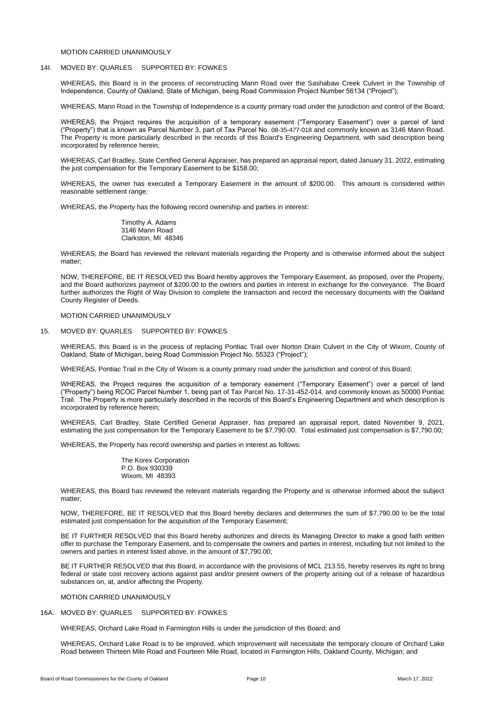MOTION CARRIED UNANIMOUSLY

14I. MOVED BY: QUARLES SUPPORTED BY: FOWKES

WHEREAS, this Board is in the process of reconstructing Mann Road over the Sashabaw Creek Culvert in the Township of Independence, County of Oakland, State of Michigan, being Road Commission Project Number 56134 ("Project");

WHEREAS, Mann Road in the Township of Independence is a county primary road under the jurisdiction and control of the Board;

WHEREAS, the Project requires the acquisition of a temporary easement ("Temporary Easement") over a parcel of land ("Property") that is known as Parcel Number 3, part of Tax Parcel No. 08-35-477-018 and commonly known as 3146 Mann Road. The Property is more particularly described in the records of this Board's Engineering Department, with said description being incorporated by reference herein;

WHEREAS, Carl Bradley, State Certified General Appraiser, has prepared an appraisal report, dated January 31, 2022, estimating the just compensation for the Temporary Easement to be $158.00;

WHEREAS, the owner has executed a Temporary Easement in the amount of $200.00. This amount is considered within reasonable settlement range;

WHEREAS, the Property has the following record ownership and parties in interest:

Timothy A. Adams
3146 Mann Road
Clarkston, MI 48346

WHEREAS, the Board has reviewed the relevant materials regarding the Property and is otherwise informed about the subject matter;

NOW, THEREFORE, BE IT RESOLVED this Board hereby approves the Temporary Easement, as proposed, over the Property, and the Board authorizes payment of $200.00 to the owners and parties in interest in exchange for the conveyance. The Board further authorizes the Right of Way Division to complete the transaction and record the necessary documents with the Oakland County Register of Deeds.

MOTION CARRIED UNANIMOUSLY

15. MOVED BY: QUARLES SUPPORTED BY: FOWKES

WHEREAS, this Board is in the process of replacing Pontiac Trail over Norton Drain Culvert in the City of Wixom, County of Oakland, State of Michigan, being Road Commission Project No. 55323 ("Project");

WHEREAS, Pontiac Trail in the City of Wixom is a county primary road under the jurisdiction and control of this Board;

WHEREAS, the Project requires the acquisition of a temporary easement ("Temporary Easement") over a parcel of land ("Property") being RCOC Parcel Number 1, being part of Tax Parcel No. 17-31-452-014, and commonly known as 50000 Pontiac Trail. The Property is more particularly described in the records of this Board's Engineering Department and which description is incorporated by reference herein;

WHEREAS, Carl Bradley, State Certified General Appraiser, has prepared an appraisal report, dated November 9, 2021, estimating the just compensation for the Temporary Easement to be $7,790.00. Total estimated just compensation is $7,790.00;

WHEREAS, the Property has record ownership and parties in interest as follows:

The Korex Corporation
P.O. Box 930339
Wixom, MI 48393

WHEREAS, this Board has reviewed the relevant materials regarding the Property and is otherwise informed about the subject matter;

NOW, THEREFORE, BE IT RESOLVED that this Board hereby declares and determines the sum of $7,790.00 to be the total estimated just compensation for the acquisition of the Temporary Easement;

BE IT FURTHER RESOLVED that this Board hereby authorizes and directs its Managing Director to make a good faith written offer to purchase the Temporary Easement, and to compensate the owners and parties in interest, including but not limited to the owners and parties in interest listed above, in the amount of $7,790.00;

BE IT FURTHER RESOLVED that this Board, in accordance with the provisions of MCL 213.55, hereby reserves its right to bring federal or state cost recovery actions against past and/or present owners of the property arising out of a release of hazardous substances on, at, and/or affecting the Property.

MOTION CARRIED UNANIMOUSLY

16A. MOVED BY: QUARLES SUPPORTED BY: FOWKES

WHEREAS, Orchard Lake Road in Farmington Hills is under the jurisdiction of this Board; and

WHEREAS, Orchard Lake Road is to be improved, which improvement will necessitate the temporary closure of Orchard Lake Road between Thirteen Mile Road and Fourteen Mile Road, located in Farmington Hills, Oakland County, Michigan; and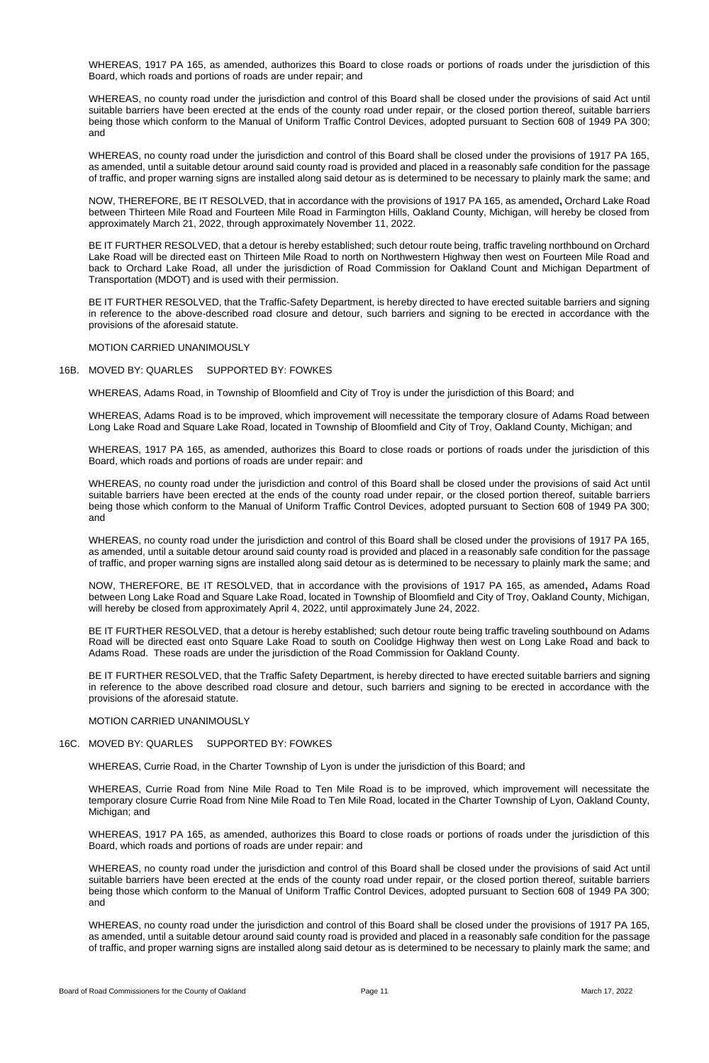WHEREAS, 1917 PA 165, as amended, authorizes this Board to close roads or portions of roads under the jurisdiction of this Board, which roads and portions of roads are under repair; and

WHEREAS, no county road under the jurisdiction and control of this Board shall be closed under the provisions of said Act until suitable barriers have been erected at the ends of the county road under repair, or the closed portion thereof, suitable barriers being those which conform to the Manual of Uniform Traffic Control Devices, adopted pursuant to Section 608 of 1949 PA 300; and

WHEREAS, no county road under the jurisdiction and control of this Board shall be closed under the provisions of 1917 PA 165, as amended, until a suitable detour around said county road is provided and placed in a reasonably safe condition for the passage of traffic, and proper warning signs are installed along said detour as is determined to be necessary to plainly mark the same; and

NOW, THEREFORE, BE IT RESOLVED, that in accordance with the provisions of 1917 PA 165, as amended**,** Orchard Lake Road between Thirteen Mile Road and Fourteen Mile Road in Farmington Hills, Oakland County, Michigan, will hereby be closed from approximately March 21, 2022, through approximately November 11, 2022.

BE IT FURTHER RESOLVED, that a detour is hereby established; such detour route being, traffic traveling northbound on Orchard Lake Road will be directed east on Thirteen Mile Road to north on Northwestern Highway then west on Fourteen Mile Road and back to Orchard Lake Road, all under the jurisdiction of Road Commission for Oakland Count and Michigan Department of Transportation (MDOT) and is used with their permission.

BE IT FURTHER RESOLVED, that the Traffic-Safety Department, is hereby directed to have erected suitable barriers and signing in reference to the above-described road closure and detour, such barriers and signing to be erected in accordance with the provisions of the aforesaid statute.

MOTION CARRIED UNANIMOUSLY

16B. MOVED BY: QUARLES SUPPORTED BY: FOWKES

WHEREAS, Adams Road, in Township of Bloomfield and City of Troy is under the jurisdiction of this Board; and

WHEREAS, Adams Road is to be improved, which improvement will necessitate the temporary closure of Adams Road between Long Lake Road and Square Lake Road, located in Township of Bloomfield and City of Troy, Oakland County, Michigan; and

WHEREAS, 1917 PA 165, as amended, authorizes this Board to close roads or portions of roads under the jurisdiction of this Board, which roads and portions of roads are under repair: and

WHEREAS, no county road under the jurisdiction and control of this Board shall be closed under the provisions of said Act until suitable barriers have been erected at the ends of the county road under repair, or the closed portion thereof, suitable barriers being those which conform to the Manual of Uniform Traffic Control Devices, adopted pursuant to Section 608 of 1949 PA 300; and

WHEREAS, no county road under the jurisdiction and control of this Board shall be closed under the provisions of 1917 PA 165, as amended, until a suitable detour around said county road is provided and placed in a reasonably safe condition for the passage of traffic, and proper warning signs are installed along said detour as is determined to be necessary to plainly mark the same; and

NOW, THEREFORE, BE IT RESOLVED, that in accordance with the provisions of 1917 PA 165, as amended**,** Adams Road between Long Lake Road and Square Lake Road, located in Township of Bloomfield and City of Troy, Oakland County, Michigan, will hereby be closed from approximately April 4, 2022, until approximately June 24, 2022.

BE IT FURTHER RESOLVED, that a detour is hereby established; such detour route being traffic traveling southbound on Adams Road will be directed east onto Square Lake Road to south on Coolidge Highway then west on Long Lake Road and back to Adams Road. These roads are under the jurisdiction of the Road Commission for Oakland County.

BE IT FURTHER RESOLVED, that the Traffic Safety Department, is hereby directed to have erected suitable barriers and signing in reference to the above described road closure and detour, such barriers and signing to be erected in accordance with the provisions of the aforesaid statute.

MOTION CARRIED UNANIMOUSLY

16C. MOVED BY: QUARLES SUPPORTED BY: FOWKES

WHEREAS, Currie Road, in the Charter Township of Lyon is under the jurisdiction of this Board; and

WHEREAS, Currie Road from Nine Mile Road to Ten Mile Road is to be improved, which improvement will necessitate the temporary closure Currie Road from Nine Mile Road to Ten Mile Road, located in the Charter Township of Lyon, Oakland County, Michigan; and

WHEREAS, 1917 PA 165, as amended, authorizes this Board to close roads or portions of roads under the jurisdiction of this Board, which roads and portions of roads are under repair: and

WHEREAS, no county road under the jurisdiction and control of this Board shall be closed under the provisions of said Act until suitable barriers have been erected at the ends of the county road under repair, or the closed portion thereof, suitable barriers being those which conform to the Manual of Uniform Traffic Control Devices, adopted pursuant to Section 608 of 1949 PA 300; and

WHEREAS, no county road under the jurisdiction and control of this Board shall be closed under the provisions of 1917 PA 165, as amended, until a suitable detour around said county road is provided and placed in a reasonably safe condition for the passage of traffic, and proper warning signs are installed along said detour as is determined to be necessary to plainly mark the same; and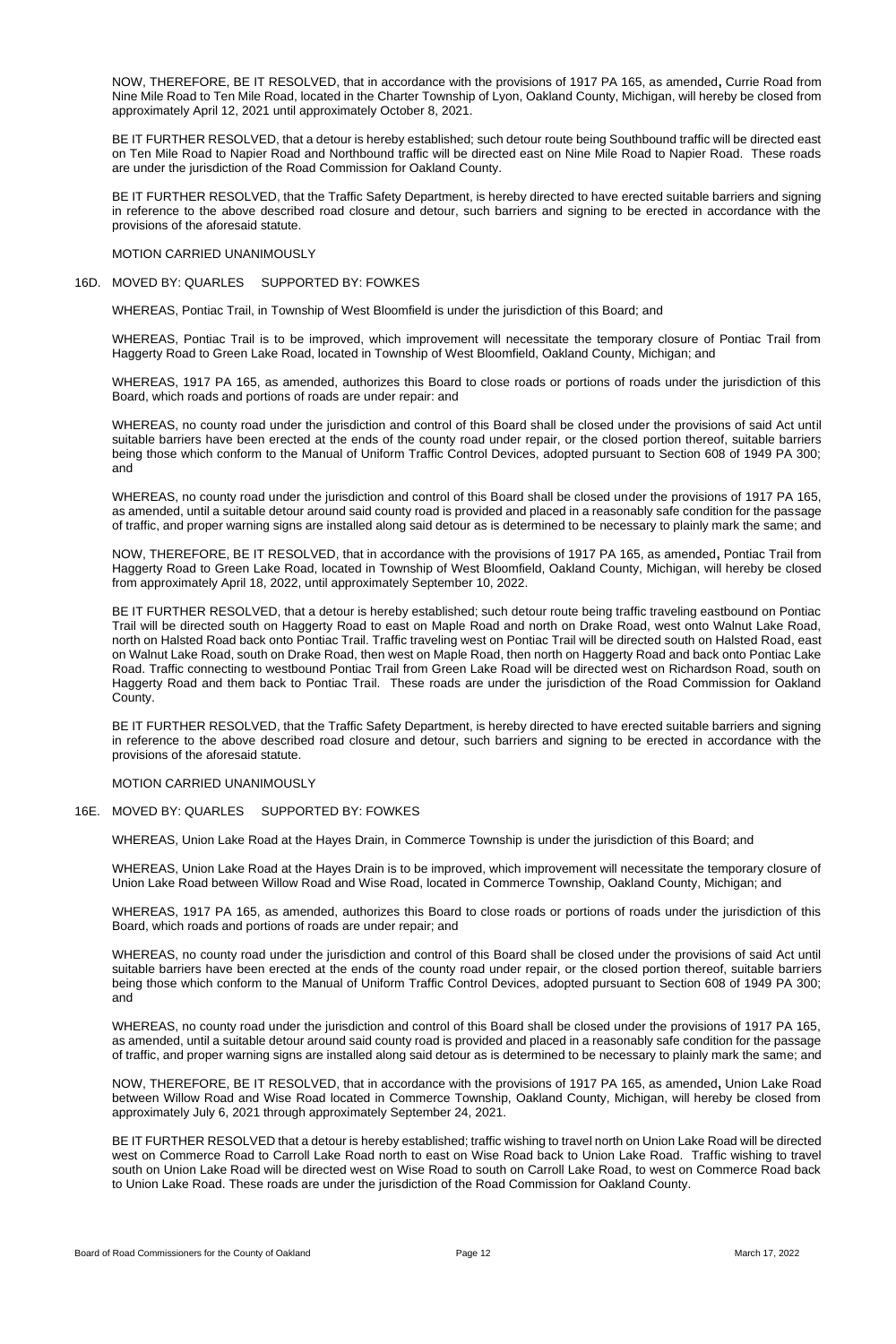NOW, THEREFORE, BE IT RESOLVED, that in accordance with the provisions of 1917 PA 165, as amended**,** Currie Road from Nine Mile Road to Ten Mile Road, located in the Charter Township of Lyon, Oakland County, Michigan, will hereby be closed from approximately April 12, 2021 until approximately October 8, 2021.

BE IT FURTHER RESOLVED, that a detour is hereby established; such detour route being Southbound traffic will be directed east on Ten Mile Road to Napier Road and Northbound traffic will be directed east on Nine Mile Road to Napier Road. These roads are under the jurisdiction of the Road Commission for Oakland County.

BE IT FURTHER RESOLVED, that the Traffic Safety Department, is hereby directed to have erected suitable barriers and signing in reference to the above described road closure and detour, such barriers and signing to be erected in accordance with the provisions of the aforesaid statute.

MOTION CARRIED UNANIMOUSLY

16D. MOVED BY: QUARLES SUPPORTED BY: FOWKES

WHEREAS, Pontiac Trail, in Township of West Bloomfield is under the jurisdiction of this Board; and

WHEREAS, Pontiac Trail is to be improved, which improvement will necessitate the temporary closure of Pontiac Trail from Haggerty Road to Green Lake Road, located in Township of West Bloomfield, Oakland County, Michigan; and

WHEREAS, 1917 PA 165, as amended, authorizes this Board to close roads or portions of roads under the jurisdiction of this Board, which roads and portions of roads are under repair: and

WHEREAS, no county road under the jurisdiction and control of this Board shall be closed under the provisions of said Act until suitable barriers have been erected at the ends of the county road under repair, or the closed portion thereof, suitable barriers being those which conform to the Manual of Uniform Traffic Control Devices, adopted pursuant to Section 608 of 1949 PA 300; and

WHEREAS, no county road under the jurisdiction and control of this Board shall be closed under the provisions of 1917 PA 165, as amended, until a suitable detour around said county road is provided and placed in a reasonably safe condition for the passage of traffic, and proper warning signs are installed along said detour as is determined to be necessary to plainly mark the same; and

NOW, THEREFORE, BE IT RESOLVED, that in accordance with the provisions of 1917 PA 165, as amended**,** Pontiac Trail from Haggerty Road to Green Lake Road, located in Township of West Bloomfield, Oakland County, Michigan, will hereby be closed from approximately April 18, 2022, until approximately September 10, 2022.

BE IT FURTHER RESOLVED, that a detour is hereby established; such detour route being traffic traveling eastbound on Pontiac Trail will be directed south on Haggerty Road to east on Maple Road and north on Drake Road, west onto Walnut Lake Road, north on Halsted Road back onto Pontiac Trail. Traffic traveling west on Pontiac Trail will be directed south on Halsted Road, east on Walnut Lake Road, south on Drake Road, then west on Maple Road, then north on Haggerty Road and back onto Pontiac Lake Road. Traffic connecting to westbound Pontiac Trail from Green Lake Road will be directed west on Richardson Road, south on Haggerty Road and them back to Pontiac Trail. These roads are under the jurisdiction of the Road Commission for Oakland County.

BE IT FURTHER RESOLVED, that the Traffic Safety Department, is hereby directed to have erected suitable barriers and signing in reference to the above described road closure and detour, such barriers and signing to be erected in accordance with the provisions of the aforesaid statute.

MOTION CARRIED UNANIMOUSLY

16E. MOVED BY: QUARLES SUPPORTED BY: FOWKES

WHEREAS, Union Lake Road at the Hayes Drain, in Commerce Township is under the jurisdiction of this Board; and

WHEREAS, Union Lake Road at the Hayes Drain is to be improved, which improvement will necessitate the temporary closure of Union Lake Road between Willow Road and Wise Road, located in Commerce Township, Oakland County, Michigan; and

WHEREAS, 1917 PA 165, as amended, authorizes this Board to close roads or portions of roads under the jurisdiction of this Board, which roads and portions of roads are under repair; and

WHEREAS, no county road under the jurisdiction and control of this Board shall be closed under the provisions of said Act until suitable barriers have been erected at the ends of the county road under repair, or the closed portion thereof, suitable barriers being those which conform to the Manual of Uniform Traffic Control Devices, adopted pursuant to Section 608 of 1949 PA 300; and

WHEREAS, no county road under the jurisdiction and control of this Board shall be closed under the provisions of 1917 PA 165, as amended, until a suitable detour around said county road is provided and placed in a reasonably safe condition for the passage of traffic, and proper warning signs are installed along said detour as is determined to be necessary to plainly mark the same; and

NOW, THEREFORE, BE IT RESOLVED, that in accordance with the provisions of 1917 PA 165, as amended**,** Union Lake Road between Willow Road and Wise Road located in Commerce Township, Oakland County, Michigan, will hereby be closed from approximately July 6, 2021 through approximately September 24, 2021.

BE IT FURTHER RESOLVED that a detour is hereby established; traffic wishing to travel north on Union Lake Road will be directed west on Commerce Road to Carroll Lake Road north to east on Wise Road back to Union Lake Road. Traffic wishing to travel south on Union Lake Road will be directed west on Wise Road to south on Carroll Lake Road, to west on Commerce Road back to Union Lake Road. These roads are under the jurisdiction of the Road Commission for Oakland County.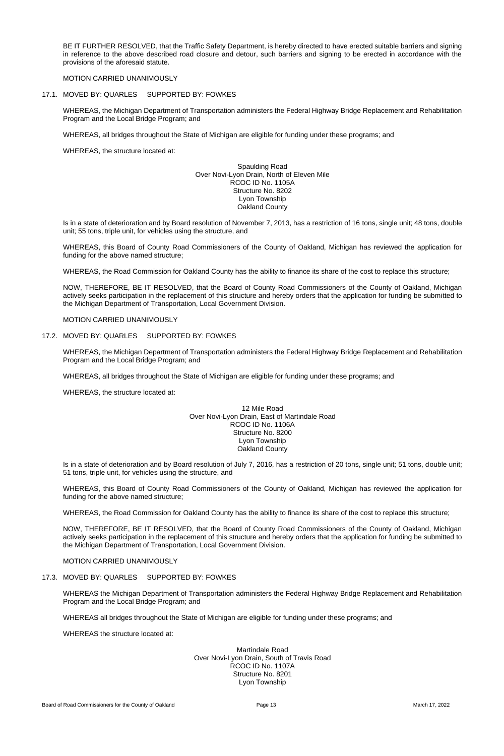BE IT FURTHER RESOLVED, that the Traffic Safety Department, is hereby directed to have erected suitable barriers and signing in reference to the above described road closure and detour, such barriers and signing to be erected in accordance with the provisions of the aforesaid statute.

MOTION CARRIED UNANIMOUSLY

17.1. MOVED BY: QUARLES SUPPORTED BY: FOWKES

WHEREAS, the Michigan Department of Transportation administers the Federal Highway Bridge Replacement and Rehabilitation Program and the Local Bridge Program; and

WHEREAS, all bridges throughout the State of Michigan are eligible for funding under these programs; and

WHEREAS, the structure located at:

Spaulding Road
Over Novi-Lyon Drain, North of Eleven Mile
RCOC ID No. 1105A
Structure No. 8202
Lyon Township
Oakland County

Is in a state of deterioration and by Board resolution of November 7, 2013, has a restriction of 16 tons, single unit; 48 tons, double unit; 55 tons, triple unit, for vehicles using the structure, and

WHEREAS, this Board of County Road Commissioners of the County of Oakland, Michigan has reviewed the application for funding for the above named structure;

WHEREAS, the Road Commission for Oakland County has the ability to finance its share of the cost to replace this structure;

NOW, THEREFORE, BE IT RESOLVED, that the Board of County Road Commissioners of the County of Oakland, Michigan actively seeks participation in the replacement of this structure and hereby orders that the application for funding be submitted to the Michigan Department of Transportation, Local Government Division.

MOTION CARRIED UNANIMOUSLY

17.2. MOVED BY: QUARLES SUPPORTED BY: FOWKES

WHEREAS, the Michigan Department of Transportation administers the Federal Highway Bridge Replacement and Rehabilitation Program and the Local Bridge Program; and

WHEREAS, all bridges throughout the State of Michigan are eligible for funding under these programs; and

WHEREAS, the structure located at:

12 Mile Road
Over Novi-Lyon Drain, East of Martindale Road
RCOC ID No. 1106A
Structure No. 8200
Lyon Township
Oakland County

Is in a state of deterioration and by Board resolution of July 7, 2016, has a restriction of 20 tons, single unit; 51 tons, double unit; 51 tons, triple unit, for vehicles using the structure, and

WHEREAS, this Board of County Road Commissioners of the County of Oakland, Michigan has reviewed the application for funding for the above named structure;

WHEREAS, the Road Commission for Oakland County has the ability to finance its share of the cost to replace this structure;

NOW, THEREFORE, BE IT RESOLVED, that the Board of County Road Commissioners of the County of Oakland, Michigan actively seeks participation in the replacement of this structure and hereby orders that the application for funding be submitted to the Michigan Department of Transportation, Local Government Division.

MOTION CARRIED UNANIMOUSLY

17.3. MOVED BY: QUARLES SUPPORTED BY: FOWKES

WHEREAS the Michigan Department of Transportation administers the Federal Highway Bridge Replacement and Rehabilitation Program and the Local Bridge Program; and

WHEREAS all bridges throughout the State of Michigan are eligible for funding under these programs; and

WHEREAS the structure located at:

Martindale Road
Over Novi-Lyon Drain, South of Travis Road
RCOC ID No. 1107A
Structure No. 8201
Lyon Township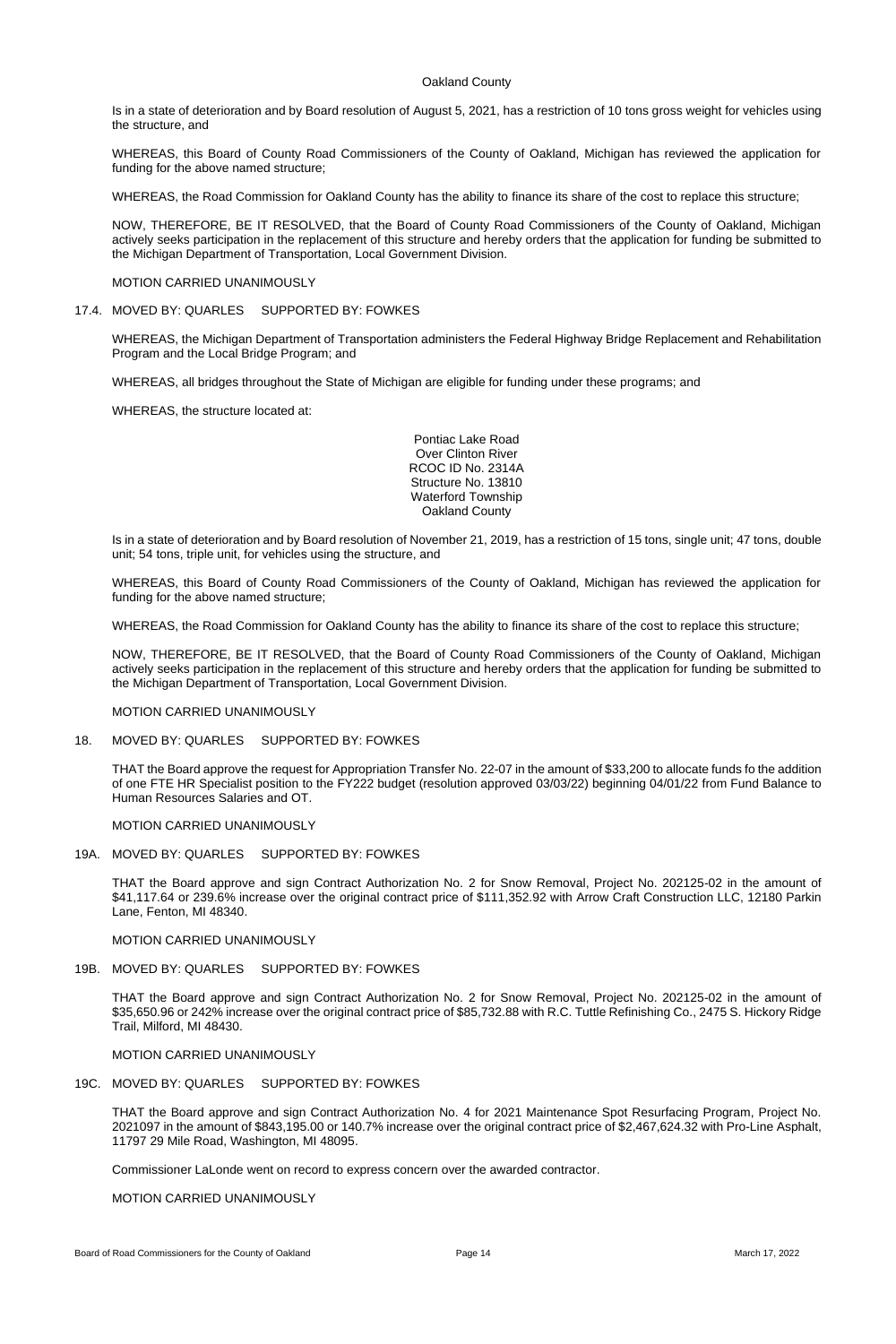Oakland County

Is in a state of deterioration and by Board resolution of August 5, 2021, has a restriction of 10 tons gross weight for vehicles using the structure, and

WHEREAS, this Board of County Road Commissioners of the County of Oakland, Michigan has reviewed the application for funding for the above named structure;

WHEREAS, the Road Commission for Oakland County has the ability to finance its share of the cost to replace this structure;

NOW, THEREFORE, BE IT RESOLVED, that the Board of County Road Commissioners of the County of Oakland, Michigan actively seeks participation in the replacement of this structure and hereby orders that the application for funding be submitted to the Michigan Department of Transportation, Local Government Division.

MOTION CARRIED UNANIMOUSLY

17.4. MOVED BY: QUARLES SUPPORTED BY: FOWKES

WHEREAS, the Michigan Department of Transportation administers the Federal Highway Bridge Replacement and Rehabilitation Program and the Local Bridge Program; and

WHEREAS, all bridges throughout the State of Michigan are eligible for funding under these programs; and

WHEREAS, the structure located at:

Pontiac Lake Road
Over Clinton River
RCOC ID No. 2314A
Structure No. 13810
Waterford Township
Oakland County

Is in a state of deterioration and by Board resolution of November 21, 2019, has a restriction of 15 tons, single unit; 47 tons, double unit; 54 tons, triple unit, for vehicles using the structure, and

WHEREAS, this Board of County Road Commissioners of the County of Oakland, Michigan has reviewed the application for funding for the above named structure;

WHEREAS, the Road Commission for Oakland County has the ability to finance its share of the cost to replace this structure;

NOW, THEREFORE, BE IT RESOLVED, that the Board of County Road Commissioners of the County of Oakland, Michigan actively seeks participation in the replacement of this structure and hereby orders that the application for funding be submitted to the Michigan Department of Transportation, Local Government Division.

MOTION CARRIED UNANIMOUSLY

18. MOVED BY: QUARLES SUPPORTED BY: FOWKES

THAT the Board approve the request for Appropriation Transfer No. 22-07 in the amount of $33,200 to allocate funds fo the addition of one FTE HR Specialist position to the FY222 budget (resolution approved 03/03/22) beginning 04/01/22 from Fund Balance to Human Resources Salaries and OT.

MOTION CARRIED UNANIMOUSLY

19A. MOVED BY: QUARLES SUPPORTED BY: FOWKES

THAT the Board approve and sign Contract Authorization No. 2 for Snow Removal, Project No. 202125-02 in the amount of $41,117.64 or 239.6% increase over the original contract price of $111,352.92 with Arrow Craft Construction LLC, 12180 Parkin Lane, Fenton, MI 48340.

MOTION CARRIED UNANIMOUSLY

19B. MOVED BY: QUARLES SUPPORTED BY: FOWKES

THAT the Board approve and sign Contract Authorization No. 2 for Snow Removal, Project No. 202125-02 in the amount of $35,650.96 or 242% increase over the original contract price of $85,732.88 with R.C. Tuttle Refinishing Co., 2475 S. Hickory Ridge Trail, Milford, MI 48430.

MOTION CARRIED UNANIMOUSLY

19C. MOVED BY: QUARLES SUPPORTED BY: FOWKES

THAT the Board approve and sign Contract Authorization No. 4 for 2021 Maintenance Spot Resurfacing Program, Project No. 2021097 in the amount of $843,195.00 or 140.7% increase over the original contract price of $2,467,624.32 with Pro-Line Asphalt, 11797 29 Mile Road, Washington, MI 48095.

Commissioner LaLonde went on record to express concern over the awarded contractor.

MOTION CARRIED UNANIMOUSLY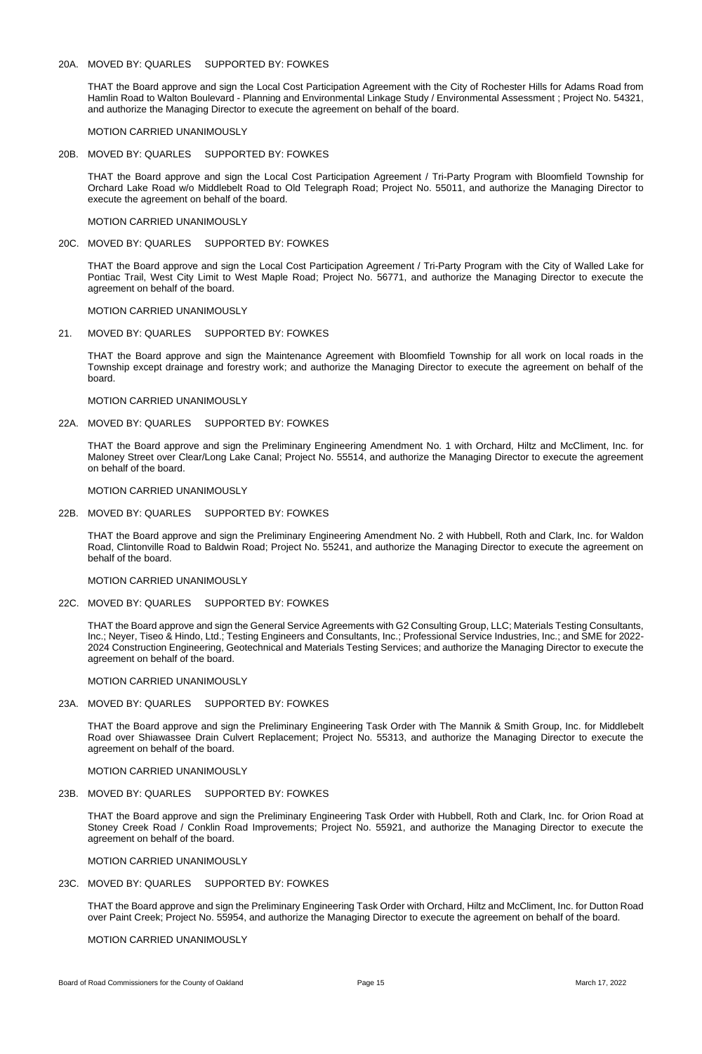20A. MOVED BY: QUARLES SUPPORTED BY: FOWKES

THAT the Board approve and sign the Local Cost Participation Agreement with the City of Rochester Hills for Adams Road from Hamlin Road to Walton Boulevard - Planning and Environmental Linkage Study / Environmental Assessment ; Project No. 54321, and authorize the Managing Director to execute the agreement on behalf of the board.

MOTION CARRIED UNANIMOUSLY

20B. MOVED BY: QUARLES SUPPORTED BY: FOWKES

THAT the Board approve and sign the Local Cost Participation Agreement / Tri-Party Program with Bloomfield Township for Orchard Lake Road w/o Middlebelt Road to Old Telegraph Road; Project No. 55011, and authorize the Managing Director to execute the agreement on behalf of the board.

MOTION CARRIED UNANIMOUSLY

20C. MOVED BY: QUARLES SUPPORTED BY: FOWKES

THAT the Board approve and sign the Local Cost Participation Agreement / Tri-Party Program with the City of Walled Lake for Pontiac Trail, West City Limit to West Maple Road; Project No. 56771, and authorize the Managing Director to execute the agreement on behalf of the board.

MOTION CARRIED UNANIMOUSLY

21. MOVED BY: QUARLES SUPPORTED BY: FOWKES

THAT the Board approve and sign the Maintenance Agreement with Bloomfield Township for all work on local roads in the Township except drainage and forestry work; and authorize the Managing Director to execute the agreement on behalf of the board.

MOTION CARRIED UNANIMOUSLY

22A. MOVED BY: QUARLES SUPPORTED BY: FOWKES

THAT the Board approve and sign the Preliminary Engineering Amendment No. 1 with Orchard, Hiltz and McCliment, Inc. for Maloney Street over Clear/Long Lake Canal; Project No. 55514, and authorize the Managing Director to execute the agreement on behalf of the board.

MOTION CARRIED UNANIMOUSLY

22B. MOVED BY: QUARLES SUPPORTED BY: FOWKES

THAT the Board approve and sign the Preliminary Engineering Amendment No. 2 with Hubbell, Roth and Clark, Inc. for Waldon Road, Clintonville Road to Baldwin Road; Project No. 55241, and authorize the Managing Director to execute the agreement on behalf of the board.

MOTION CARRIED UNANIMOUSLY

22C. MOVED BY: QUARLES SUPPORTED BY: FOWKES

THAT the Board approve and sign the General Service Agreements with G2 Consulting Group, LLC; Materials Testing Consultants, Inc.; Neyer, Tiseo & Hindo, Ltd.; Testing Engineers and Consultants, Inc.; Professional Service Industries, Inc.; and SME for 2022-2024 Construction Engineering, Geotechnical and Materials Testing Services; and authorize the Managing Director to execute the agreement on behalf of the board.

MOTION CARRIED UNANIMOUSLY

23A. MOVED BY: QUARLES SUPPORTED BY: FOWKES

THAT the Board approve and sign the Preliminary Engineering Task Order with The Mannik & Smith Group, Inc. for Middlebelt Road over Shiawassee Drain Culvert Replacement; Project No. 55313, and authorize the Managing Director to execute the agreement on behalf of the board.

MOTION CARRIED UNANIMOUSLY

23B. MOVED BY: QUARLES SUPPORTED BY: FOWKES

THAT the Board approve and sign the Preliminary Engineering Task Order with Hubbell, Roth and Clark, Inc. for Orion Road at Stoney Creek Road / Conklin Road Improvements; Project No. 55921, and authorize the Managing Director to execute the agreement on behalf of the board.

MOTION CARRIED UNANIMOUSLY

23C. MOVED BY: QUARLES SUPPORTED BY: FOWKES

THAT the Board approve and sign the Preliminary Engineering Task Order with Orchard, Hiltz and McCliment, Inc. for Dutton Road over Paint Creek; Project No. 55954, and authorize the Managing Director to execute the agreement on behalf of the board.

MOTION CARRIED UNANIMOUSLY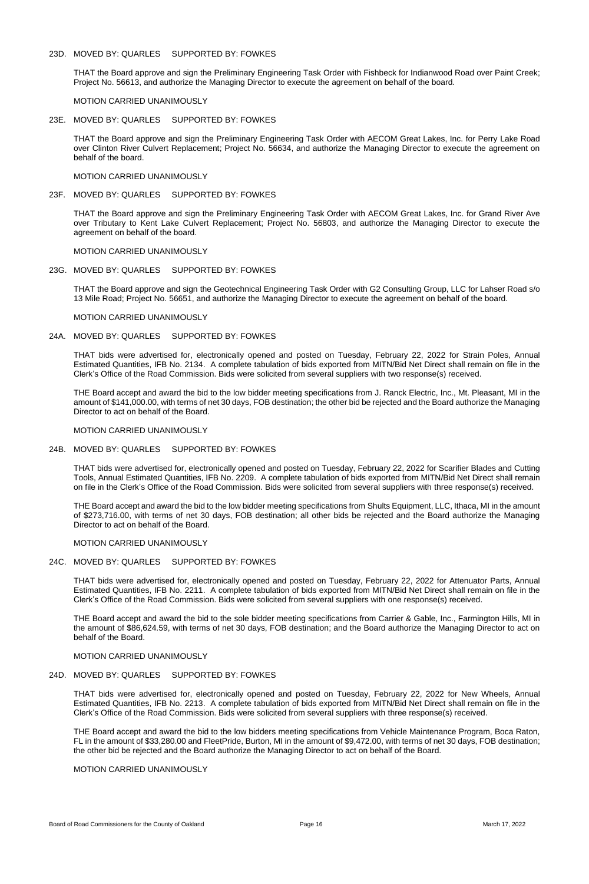23D. MOVED BY: QUARLES SUPPORTED BY: FOWKES

THAT the Board approve and sign the Preliminary Engineering Task Order with Fishbeck for Indianwood Road over Paint Creek; Project No. 56613, and authorize the Managing Director to execute the agreement on behalf of the board.

MOTION CARRIED UNANIMOUSLY

23E. MOVED BY: QUARLES SUPPORTED BY: FOWKES

THAT the Board approve and sign the Preliminary Engineering Task Order with AECOM Great Lakes, Inc. for Perry Lake Road over Clinton River Culvert Replacement; Project No. 56634, and authorize the Managing Director to execute the agreement on behalf of the board.

MOTION CARRIED UNANIMOUSLY

23F. MOVED BY: QUARLES SUPPORTED BY: FOWKES

THAT the Board approve and sign the Preliminary Engineering Task Order with AECOM Great Lakes, Inc. for Grand River Ave over Tributary to Kent Lake Culvert Replacement; Project No. 56803, and authorize the Managing Director to execute the agreement on behalf of the board.

MOTION CARRIED UNANIMOUSLY

23G. MOVED BY: QUARLES SUPPORTED BY: FOWKES

THAT the Board approve and sign the Geotechnical Engineering Task Order with G2 Consulting Group, LLC for Lahser Road s/o 13 Mile Road; Project No. 56651, and authorize the Managing Director to execute the agreement on behalf of the board.

MOTION CARRIED UNANIMOUSLY

24A. MOVED BY: QUARLES SUPPORTED BY: FOWKES

THAT bids were advertised for, electronically opened and posted on Tuesday, February 22, 2022 for Strain Poles, Annual Estimated Quantities, IFB No. 2134. A complete tabulation of bids exported from MITN/Bid Net Direct shall remain on file in the Clerk's Office of the Road Commission. Bids were solicited from several suppliers with two response(s) received.

THE Board accept and award the bid to the low bidder meeting specifications from J. Ranck Electric, Inc., Mt. Pleasant, MI in the amount of $141,000.00, with terms of net 30 days, FOB destination; the other bid be rejected and the Board authorize the Managing Director to act on behalf of the Board.

MOTION CARRIED UNANIMOUSLY

24B. MOVED BY: QUARLES SUPPORTED BY: FOWKES

THAT bids were advertised for, electronically opened and posted on Tuesday, February 22, 2022 for Scarifier Blades and Cutting Tools, Annual Estimated Quantities, IFB No. 2209. A complete tabulation of bids exported from MITN/Bid Net Direct shall remain on file in the Clerk's Office of the Road Commission. Bids were solicited from several suppliers with three response(s) received.

THE Board accept and award the bid to the low bidder meeting specifications from Shults Equipment, LLC, Ithaca, MI in the amount of $273,716.00, with terms of net 30 days, FOB destination; all other bids be rejected and the Board authorize the Managing Director to act on behalf of the Board.

MOTION CARRIED UNANIMOUSLY

24C. MOVED BY: QUARLES SUPPORTED BY: FOWKES

THAT bids were advertised for, electronically opened and posted on Tuesday, February 22, 2022 for Attenuator Parts, Annual Estimated Quantities, IFB No. 2211. A complete tabulation of bids exported from MITN/Bid Net Direct shall remain on file in the Clerk's Office of the Road Commission. Bids were solicited from several suppliers with one response(s) received.

THE Board accept and award the bid to the sole bidder meeting specifications from Carrier & Gable, Inc., Farmington Hills, MI in the amount of $86,624.59, with terms of net 30 days, FOB destination; and the Board authorize the Managing Director to act on behalf of the Board.

MOTION CARRIED UNANIMOUSLY

24D. MOVED BY: QUARLES SUPPORTED BY: FOWKES

THAT bids were advertised for, electronically opened and posted on Tuesday, February 22, 2022 for New Wheels, Annual Estimated Quantities, IFB No. 2213. A complete tabulation of bids exported from MITN/Bid Net Direct shall remain on file in the Clerk's Office of the Road Commission. Bids were solicited from several suppliers with three response(s) received.

THE Board accept and award the bid to the low bidders meeting specifications from Vehicle Maintenance Program, Boca Raton, FL in the amount of $33,280.00 and FleetPride, Burton, MI in the amount of $9,472.00, with terms of net 30 days, FOB destination; the other bid be rejected and the Board authorize the Managing Director to act on behalf of the Board.

MOTION CARRIED UNANIMOUSLY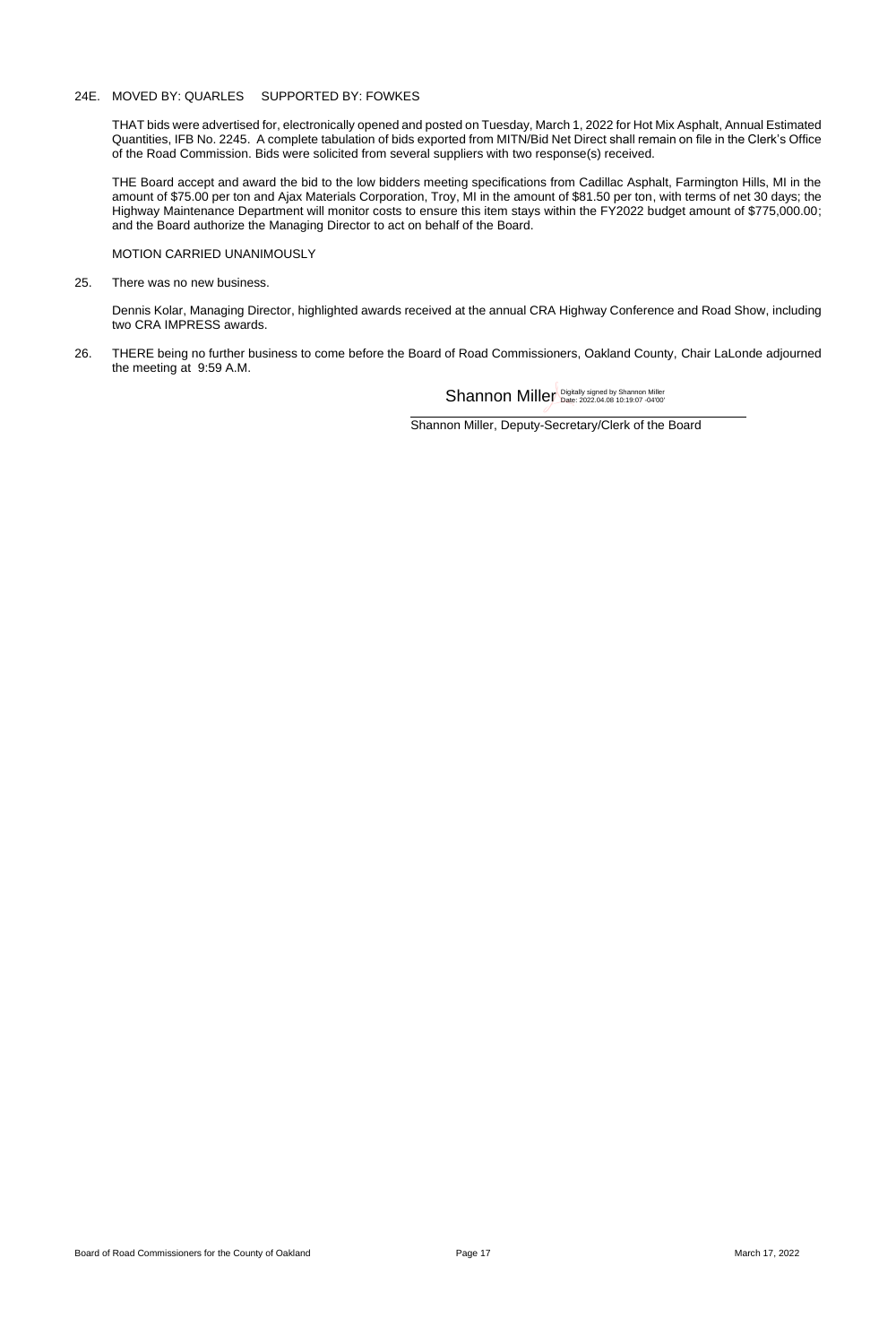24E. MOVED BY: QUARLES SUPPORTED BY: FOWKES

THAT bids were advertised for, electronically opened and posted on Tuesday, March 1, 2022 for Hot Mix Asphalt, Annual Estimated Quantities, IFB No. 2245. A complete tabulation of bids exported from MITN/Bid Net Direct shall remain on file in the Clerk's Office of the Road Commission. Bids were solicited from several suppliers with two response(s) received.

THE Board accept and award the bid to the low bidders meeting specifications from Cadillac Asphalt, Farmington Hills, MI in the amount of $75.00 per ton and Ajax Materials Corporation, Troy, MI in the amount of $81.50 per ton, with terms of net 30 days; the Highway Maintenance Department will monitor costs to ensure this item stays within the FY2022 budget amount of $775,000.00; and the Board authorize the Managing Director to act on behalf of the Board.

MOTION CARRIED UNANIMOUSLY

25. There was no new business.

Dennis Kolar, Managing Director, highlighted awards received at the annual CRA Highway Conference and Road Show, including two CRA IMPRESS awards.

26. THERE being no further business to come before the Board of Road Commissioners, Oakland County, Chair LaLonde adjourned the meeting at 9:59 A.M.

Shannon Miller Digitally signed by Shannon Miller Date: 2022.04.08 10:19:07 -04'00'

Shannon Miller, Deputy-Secretary/Clerk of the Board